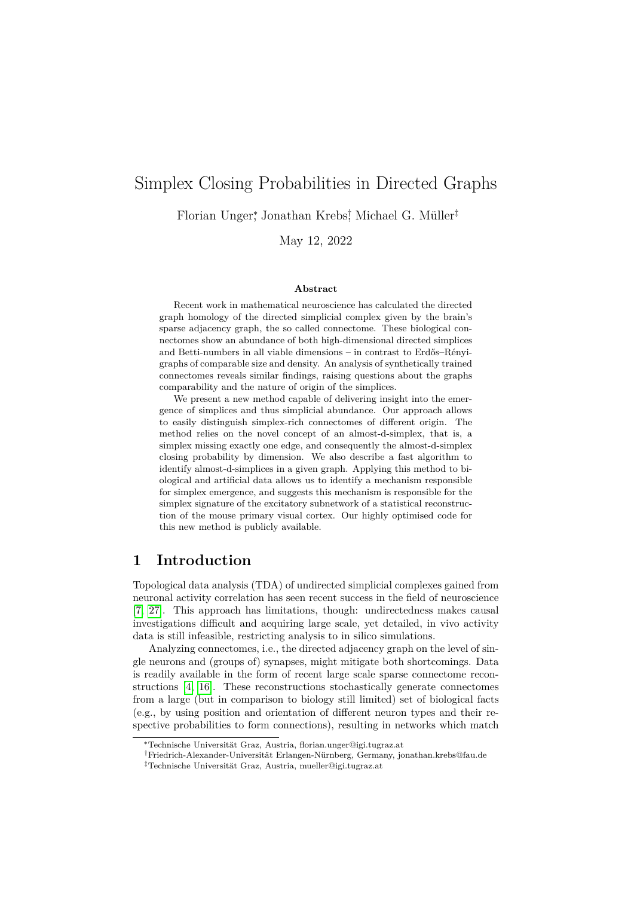# Simplex Closing Probabilities in Directed Graphs

Florian Unger[*], Jonathan Krebs[†], Michael G. Müller[‡]

May 12, 2022

**Abstract**

Recent work in mathematical neuroscience has calculated the directed graph homology of the directed simplicial complex given by the brain's sparse adjacency graph, the so called connectome. These biological connectomes show an abundance of both high-dimensional directed simplices and Betti-numbers in all viable dimensions – in contrast to Erdős–Rényi-graphs of comparable size and density. An analysis of synthetically trained connectomes reveals similar findings, raising questions about the graphs comparability and the nature of origin of the simplices.

We present a new method capable of delivering insight into the emergence of simplices and thus simplicial abundance. Our approach allows to easily distinguish simplex-rich connectomes of different origin. The method relies on the novel concept of an almost-d-simplex, that is, a simplex missing exactly one edge, and consequently the almost-d-simplex closing probability by dimension. We also describe a fast algorithm to identify almost-d-simplices in a given graph. Applying this method to biological and artificial data allows us to identify a mechanism responsible for simplex emergence, and suggests this mechanism is responsible for the simplex signature of the excitatory subnetwork of a statistical reconstruction of the mouse primary visual cortex. Our highly optimised code for this new method is publicly available.

## 1 Introduction

Topological data analysis (TDA) of undirected simplicial complexes gained from neuronal activity correlation has seen recent success in the field of neuroscience [7, 27]. This approach has limitations, though: undirectedness makes causal investigations difficult and acquiring large scale, yet detailed, in vivo activity data is still infeasible, restricting analysis to in silico simulations.

Analyzing connectomes, i.e., the directed adjacency graph on the level of single neurons and (groups of) synapses, might mitigate both shortcomings. Data is readily available in the form of recent large scale sparse connectome reconstructions [4, 16]. These reconstructions stochastically generate connectomes from a large (but in comparison to biology still limited) set of biological facts (e.g., by using position and orientation of different neuron types and their respective probabilities to form connections), resulting in networks which match

[*] Technische Universität Graz, Austria, florian.unger@igi.tugraz.at

[†] Friedrich-Alexander-Universität Erlangen-Nürnberg, Germany, jonathan.krebs@fau.de

[‡] Technische Universität Graz, Austria, mueller@igi.tugraz.at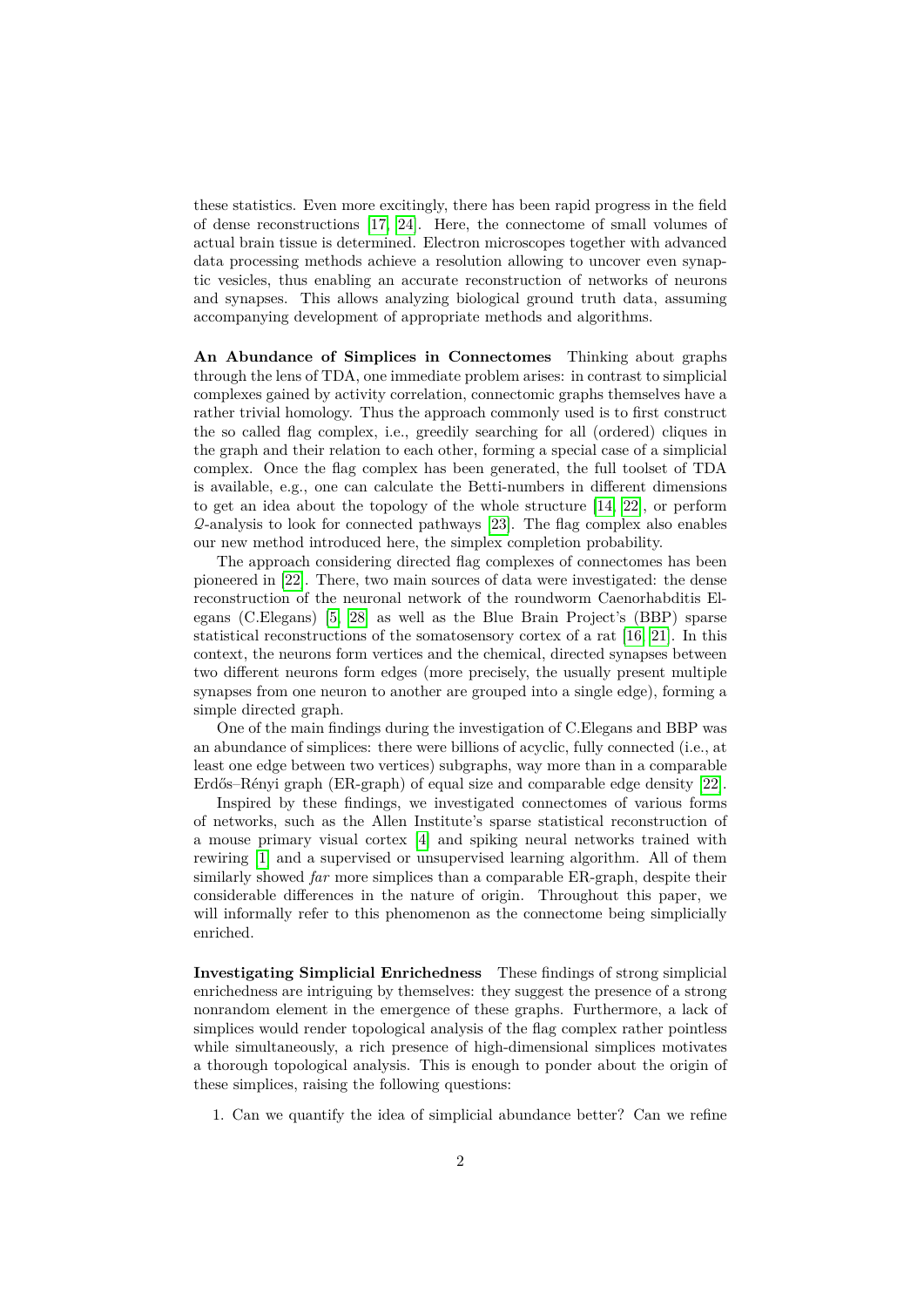these statistics. Even more excitingly, there has been rapid progress in the field of dense reconstructions [17, 24]. Here, the connectome of small volumes of actual brain tissue is determined. Electron microscopes together with advanced data processing methods achieve a resolution allowing to uncover even synaptic vesicles, thus enabling an accurate reconstruction of networks of neurons and synapses. This allows analyzing biological ground truth data, assuming accompanying development of appropriate methods and algorithms.

**An Abundance of Simplices in Connectomes** Thinking about graphs through the lens of TDA, one immediate problem arises: in contrast to simplicial complexes gained by activity correlation, connectomic graphs themselves have a rather trivial homology. Thus the approach commonly used is to first construct the so called flag complex, i.e., greedily searching for all (ordered) cliques in the graph and their relation to each other, forming a special case of a simplicial complex. Once the flag complex has been generated, the full toolset of TDA is available, e.g., one can calculate the Betti-numbers in different dimensions to get an idea about the topology of the whole structure [14, 22], or perform $\mathcal{Q}$-analysis to look for connected pathways [23]. The flag complex also enables our new method introduced here, the simplex completion probability.

The approach considering directed flag complexes of connectomes has been pioneered in [22]. There, two main sources of data were investigated: the dense reconstruction of the neuronal network of the roundworm Caenorhabditis Elegans (C.Elegans) [5, 28] as well as the Blue Brain Project's (BBP) sparse statistical reconstructions of the somatosensory cortex of a rat [16, 21]. In this context, the neurons form vertices and the chemical, directed synapses between two different neurons form edges (more precisely, the usually present multiple synapses from one neuron to another are grouped into a single edge), forming a simple directed graph.

One of the main findings during the investigation of C.Elegans and BBP was an abundance of simplices: there were billions of acyclic, fully connected (i.e., at least one edge between two vertices) subgraphs, way more than in a comparable Erdős–Rényi graph (ER-graph) of equal size and comparable edge density [22].

Inspired by these findings, we investigated connectomes of various forms of networks, such as the Allen Institute's sparse statistical reconstruction of a mouse primary visual cortex [4] and spiking neural networks trained with rewiring [1] and a supervised or unsupervised learning algorithm. All of them similarly showed *far* more simplices than a comparable ER-graph, despite their considerable differences in the nature of origin. Throughout this paper, we will informally refer to this phenomenon as the connectome being simplicially enriched.

**Investigating Simplicial Enrichedness** These findings of strong simplicial enrichedness are intriguing by themselves: they suggest the presence of a strong nonrandom element in the emergence of these graphs. Furthermore, a lack of simplices would render topological analysis of the flag complex rather pointless while simultaneously, a rich presence of high-dimensional simplices motivates a thorough topological analysis. This is enough to ponder about the origin of these simplices, raising the following questions:

1. Can we quantify the idea of simplicial abundance better? Can we refine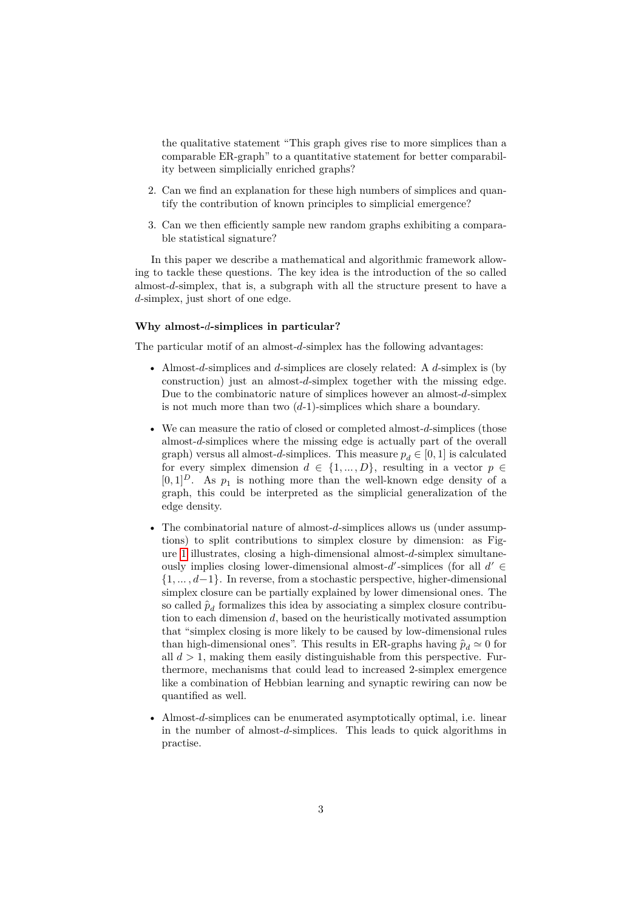the qualitative statement "This graph gives rise to more simplices than a comparable ER-graph" to a quantitative statement for better comparability between simplicially enriched graphs?

2. Can we find an explanation for these high numbers of simplices and quantify the contribution of known principles to simplicial emergence?
3. Can we then efficiently sample new random graphs exhibiting a comparable statistical signature?

In this paper we describe a mathematical and algorithmic framework allowing to tackle these questions. The key idea is the introduction of the so called almost-$d$-simplex, that is, a subgraph with all the structure present to have a $d$-simplex, just short of one edge.

#### Why almost-$d$-simplices in particular?

The particular motif of an almost-$d$-simplex has the following advantages:

- Almost-$d$-simplices and $d$-simplices are closely related: A $d$-simplex is (by construction) just an almost-$d$-simplex together with the missing edge. Due to the combinatoric nature of simplices however an almost-$d$-simplex is not much more than two ($d$-1)-simplices which share a boundary.
- We can measure the ratio of closed or completed almost-$d$-simplices (those almost-$d$-simplices where the missing edge is actually part of the overall graph) versus all almost-$d$-simplices. This measure $p_d \in [0, 1]$ is calculated for every simplex dimension $d \in \{1, \dots, D\}$, resulting in a vector $p \in [0, 1]^D$. As $p_1$ is nothing more than the well-known edge density of a graph, this could be interpreted as the simplicial generalization of the edge density.
- The combinatorial nature of almost-$d$-simplices allows us (under assumptions) to split contributions to simplex closure by dimension: as Figure 1 illustrates, closing a high-dimensional almost-$d$-simplex simultaneously implies closing lower-dimensional almost-$d'$-simplices (for all $d' \in \{1, \dots, d-1\}$. In reverse, from a stochastic perspective, higher-dimensional simplex closure can be partially explained by lower dimensional ones. The so called $\hat{p}_d$ formalizes this idea by associating a simplex closure contribution to each dimension $d$, based on the heuristically motivated assumption that "simplex closing is more likely to be caused by low-dimensional rules than high-dimensional ones". This results in ER-graphs having $\hat{p}_d \simeq 0$ for all $d > 1$, making them easily distinguishable from this perspective. Furthermore, mechanisms that could lead to increased 2-simplex emergence like a combination of Hebbian learning and synaptic rewiring can now be quantified as well.
- Almost-$d$-simplices can be enumerated asymptotically optimal, i.e. linear in the number of almost-$d$-simplices. This leads to quick algorithms in practise.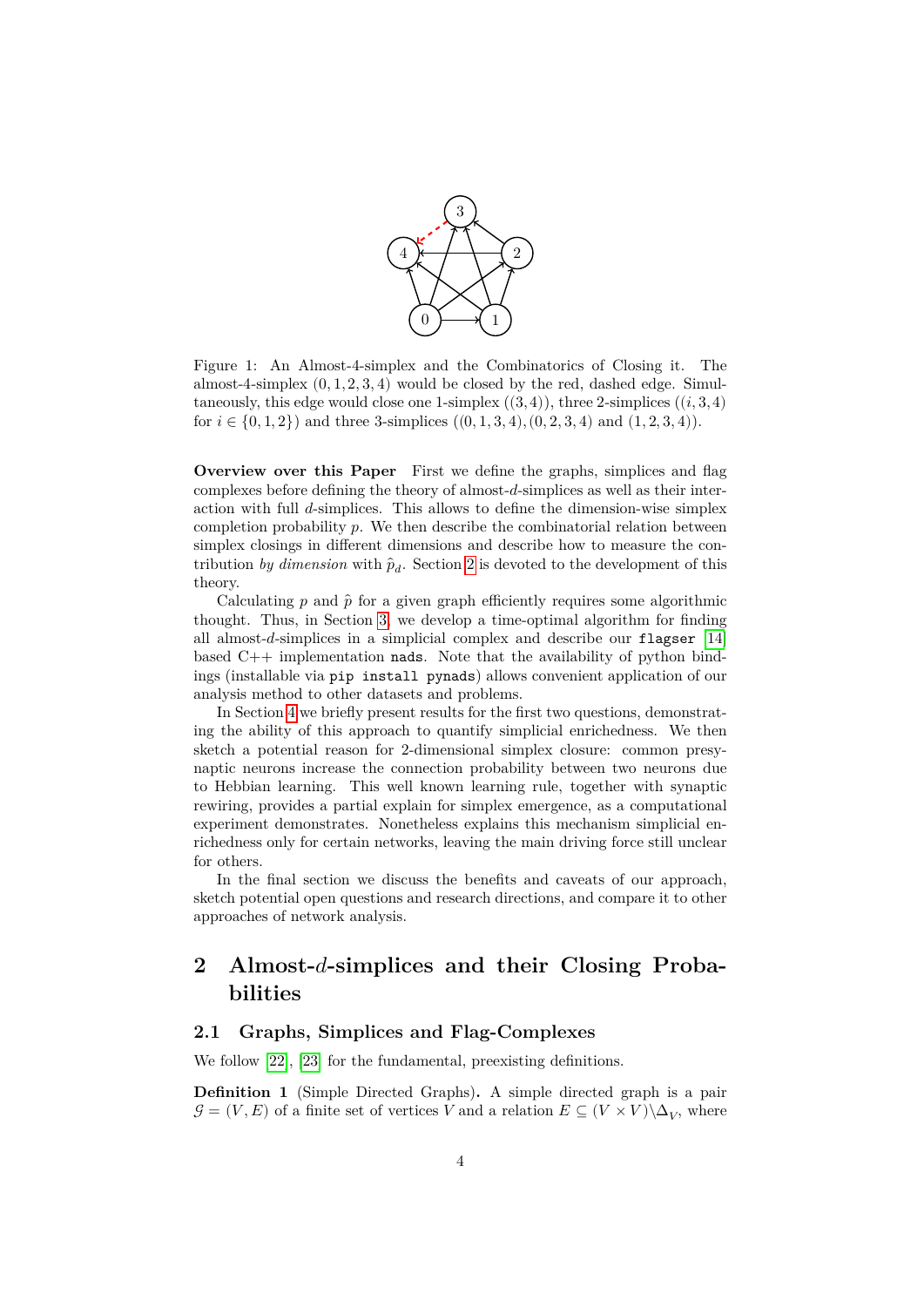Figure 1: An Almost-4-simplex and the Combinatorics of Closing it. The almost-4-simplex $(0,1,2,3,4)$ would be closed by the red, dashed edge. Simultaneously, this edge would close one 1-simplex $((3,4))$, three 2-simplices $((i,3,4)$ for $i \in \{0,1,2\})$ and three 3-simplices $((0,1,3,4),(0,2,3,4)$ and $(1,2,3,4))$.

**Overview over this Paper** First we define the graphs, simplices and flag complexes before defining the theory of almost-$d$-simplices as well as their interaction with full $d$-simplices. This allows to define the dimension-wise simplex completion probability $p$. We then describe the combinatorial relation between simplex closings in different dimensions and describe how to measure the contribution *by dimension* with $\hat{p}_d$. Section 2 is devoted to the development of this theory.

Calculating $p$ and $\hat{p}$ for a given graph efficiently requires some algorithmic thought. Thus, in Section 3, we develop a time-optimal algorithm for finding all almost-$d$-simplices in a simplicial complex and describe our `flagser` [14] based C++ implementation `nads`. Note that the availability of python bindings (installable via `pip install pynads`) allows convenient application of our analysis method to other datasets and problems.

In Section 4 we briefly present results for the first two questions, demonstrating the ability of this approach to quantify simplicial enrichedness. We then sketch a potential reason for 2-dimensional simplex closure: common presynaptic neurons increase the connection probability between two neurons due to Hebbian learning. This well known learning rule, together with synaptic rewiring, provides a partial explain for simplex emergence, as a computational experiment demonstrates. Nonetheless explains this mechanism simplicial enrichedness only for certain networks, leaving the main driving force still unclear for others.

In the final section we discuss the benefits and caveats of our approach, sketch potential open questions and research directions, and compare it to other approaches of network analysis.

# 2 Almost-$d$-simplices and their Closing Probabilities

## 2.1 Graphs, Simplices and Flag-Complexes

We follow [22], [23] for the fundamental, preexisting definitions.

**Definition 1** (Simple Directed Graphs)**.** A simple directed graph is a pair $\mathcal{G} = (V,E)$ of a finite set of vertices $V$ and a relation $E \subseteq (V \times V)\backslash\Delta_V$, where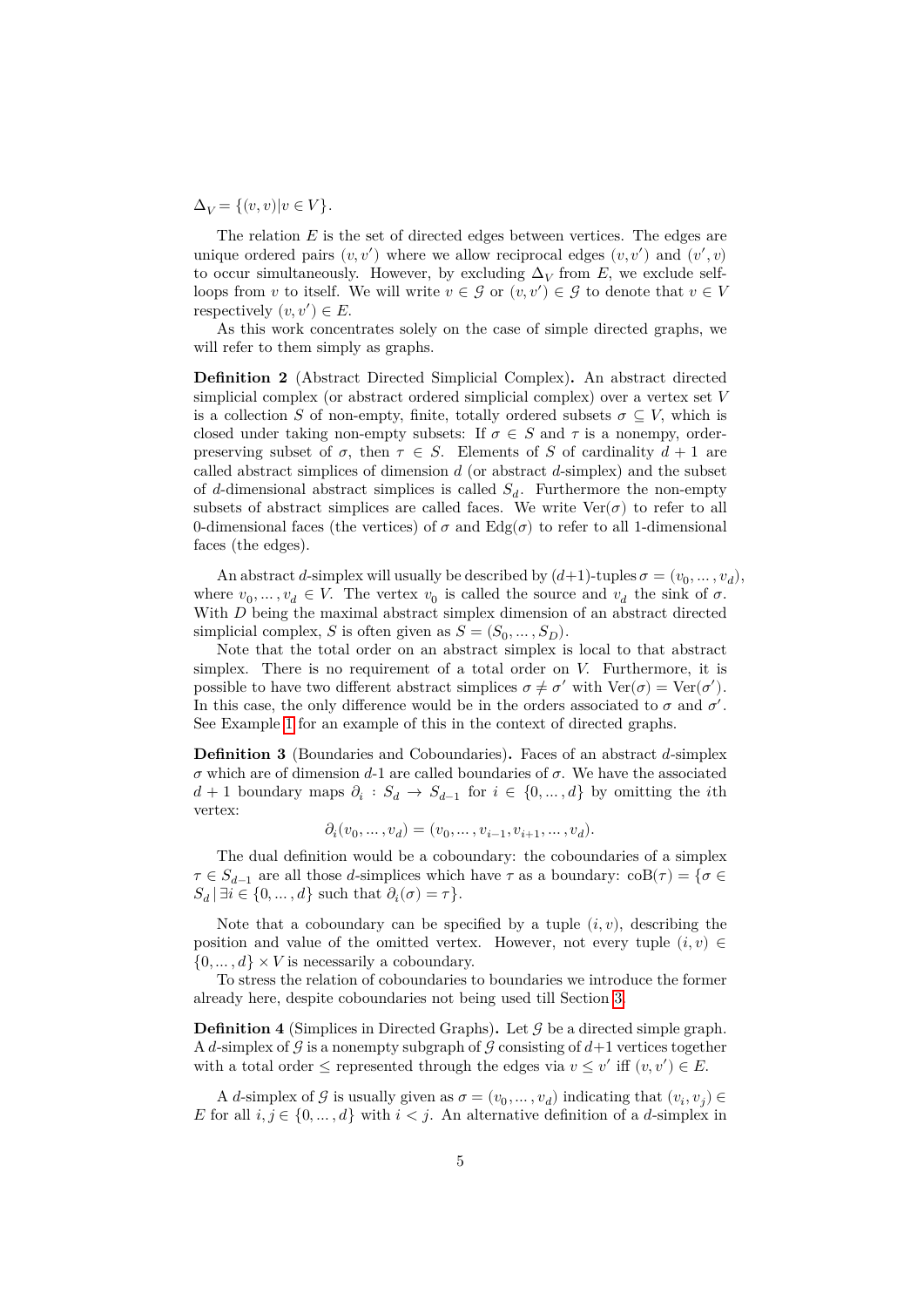$\Delta_V = \{(v, v) | v \in V\}$.

The relation $E$ is the set of directed edges between vertices. The edges are unique ordered pairs $(v, v')$ where we allow reciprocal edges $(v, v')$ and $(v', v)$ to occur simultaneously. However, by excluding $\Delta_V$ from $E$, we exclude self-loops from $v$ to itself. We will write $v \in \mathcal{G}$ or $(v, v') \in \mathcal{G}$ to denote that $v \in V$ respectively $(v, v') \in E$.

As this work concentrates solely on the case of simple directed graphs, we will refer to them simply as graphs.

**Definition 2** (Abstract Directed Simplicial Complex)**.** An abstract directed simplicial complex (or abstract ordered simplicial complex) over a vertex set $V$ is a collection $S$ of non-empty, finite, totally ordered subsets $\sigma \subseteq V$, which is closed under taking non-empty subsets: If $\sigma \in S$ and $\tau$ is a nonempy, order-preserving subset of $\sigma$, then $\tau \in S$. Elements of $S$ of cardinality $d+1$ are called abstract simplices of dimension $d$ (or abstract $d$-simplex) and the subset of $d$-dimensional abstract simplices is called $S_d$. Furthermore the non-empty subsets of abstract simplices are called faces. We write $\mathrm{Ver}(\sigma)$ to refer to all 0-dimensional faces (the vertices) of $\sigma$ and $\mathrm{Edg}(\sigma)$ to refer to all 1-dimensional faces (the edges).

An abstract $d$-simplex will usually be described by ($d$+1)-tuples $\sigma = (v_0, \dots, v_d)$, where $v_0, \dots, v_d \in V$. The vertex $v_0$ is called the source and $v_d$ the sink of $\sigma$. With $D$ being the maximal abstract simplex dimension of an abstract directed simplicial complex, $S$ is often given as $S = (S_0, \dots, S_D)$.

Note that the total order on an abstract simplex is local to that abstract simplex. There is no requirement of a total order on $V$. Furthermore, it is possible to have two different abstract simplices $\sigma \neq \sigma'$ with $\mathrm{Ver}(\sigma) = \mathrm{Ver}(\sigma')$. In this case, the only difference would be in the orders associated to $\sigma$ and $\sigma'$. See Example 1 for an example of this in the context of directed graphs.

**Definition 3** (Boundaries and Coboundaries)**.** Faces of an abstract $d$-simplex $\sigma$ which are of dimension $d$-1 are called boundaries of $\sigma$. We have the associated $d+1$ boundary maps $\partial_i : S_d \to S_{d-1}$ for $i \in \{0, \dots, d\}$ by omitting the $i$th vertex:

$$\partial_i(v_0, \dots, v_d) = (v_0, \dots, v_{i-1}, v_{i+1}, \dots, v_d).$$

The dual definition would be a coboundary: the coboundaries of a simplex $\tau \in S_{d-1}$ are all those $d$-simplices which have $\tau$ as a boundary: $\mathrm{coB}(\tau) = \{\sigma \in S_d \,|\, \exists i \in \{0, \dots, d\}$ such that $\partial_i(\sigma) = \tau\}$.

Note that a coboundary can be specified by a tuple $(i, v)$, describing the position and value of the omitted vertex. However, not every tuple $(i, v) \in \{0, \dots, d\} \times V$ is necessarily a coboundary.

To stress the relation of coboundaries to boundaries we introduce the former already here, despite coboundaries not being used till Section 3.

**Definition 4** (Simplices in Directed Graphs)**.** Let $\mathcal{G}$ be a directed simple graph. A $d$-simplex of $\mathcal{G}$ is a nonempty subgraph of $\mathcal{G}$ consisting of $d$+1 vertices together with a total order $\leq$ represented through the edges via $v \leq v'$ iff $(v, v') \in E$.

A $d$-simplex of $\mathcal{G}$ is usually given as $\sigma = (v_0, \dots, v_d)$ indicating that $(v_i, v_j) \in E$ for all $i, j \in \{0, \dots, d\}$ with $i < j$. An alternative definition of a $d$-simplex in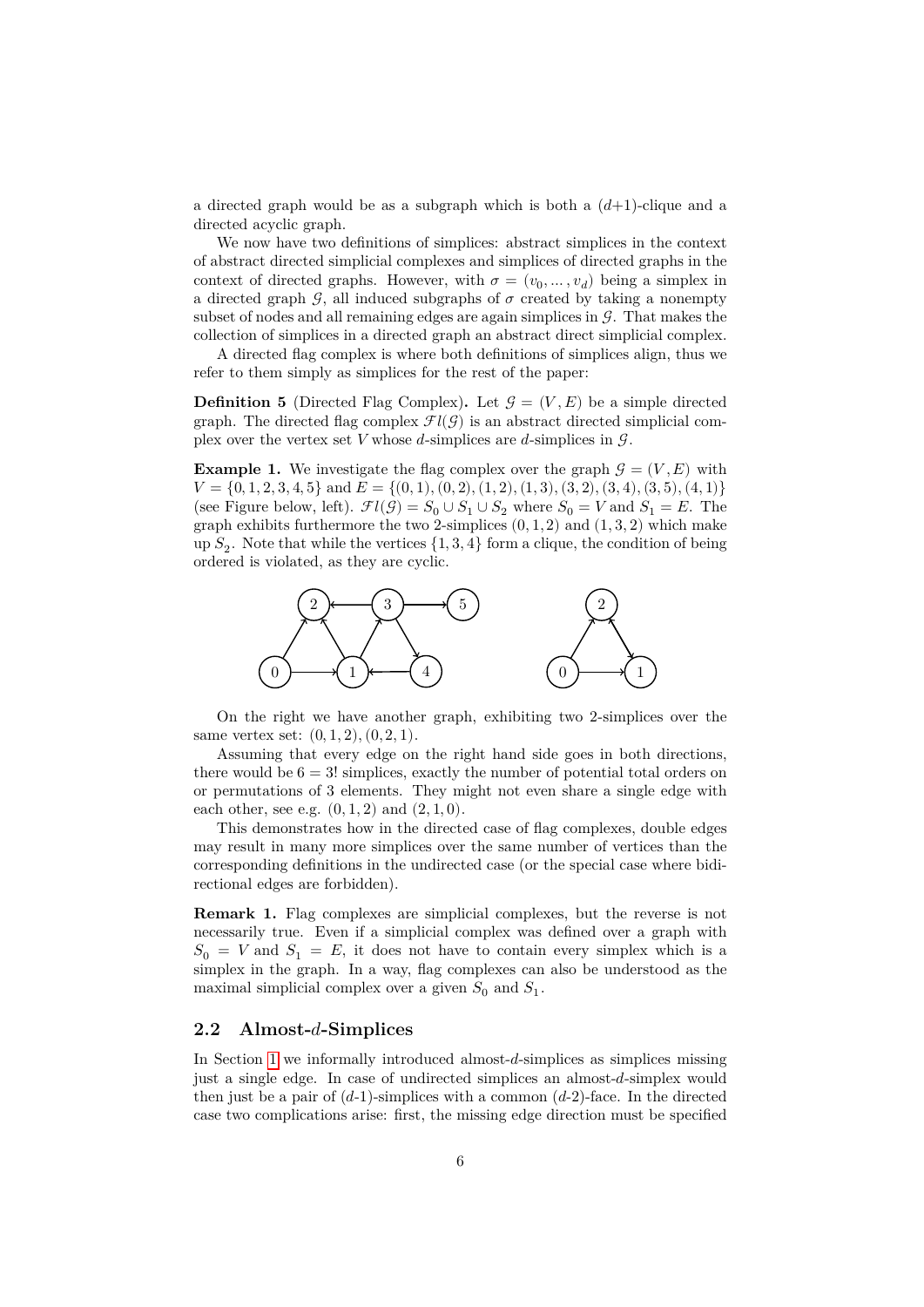a directed graph would be as a subgraph which is both a $(d+1)$-clique and a directed acyclic graph.

We now have two definitions of simplices: abstract simplices in the context of abstract directed simplicial complexes and simplices of directed graphs in the context of directed graphs. However, with $\sigma = (v_0, \dots, v_d)$ being a simplex in a directed graph $\mathcal{G}$, all induced subgraphs of $\sigma$ created by taking a nonempty subset of nodes and all remaining edges are again simplices in $\mathcal{G}$. That makes the collection of simplices in a directed graph an abstract direct simplicial complex.

A directed flag complex is where both definitions of simplices align, thus we refer to them simply as simplices for the rest of the paper:

**Definition 5** (Directed Flag Complex)**.** Let $\mathcal{G} = (V, E)$ be a simple directed graph. The directed flag complex $\mathcal{F}l(\mathcal{G})$ is an abstract directed simplicial complex over the vertex set $V$ whose $d$-simplices are $d$-simplices in $\mathcal{G}$.

**Example 1.** We investigate the flag complex over the graph $\mathcal{G} = (V, E)$ with $V = \{0, 1, 2, 3, 4, 5\}$ and $E = \{(0, 1), (0, 2), (1, 2), (1, 3), (3, 2), (3, 4), (3, 5), (4, 1)\}$ (see Figure below, left). $\mathcal{F}l(\mathcal{G}) = S_0 \cup S_1 \cup S_2$ where $S_0 = V$ and $S_1 = E$. The graph exhibits furthermore the two 2-simplices $(0, 1, 2)$ and $(1, 3, 2)$ which make up $S_2$. Note that while the vertices $\{1, 3, 4\}$ form a clique, the condition of being ordered is violated, as they are cyclic.

On the right we have another graph, exhibiting two 2-simplices over the same vertex set: $(0, 1, 2), (0, 2, 1)$.

Assuming that every edge on the right hand side goes in both directions, there would be $6 = 3!$ simplices, exactly the number of potential total orders on or permutations of 3 elements. They might not even share a single edge with each other, see e.g. $(0, 1, 2)$ and $(2, 1, 0)$.

This demonstrates how in the directed case of flag complexes, double edges may result in many more simplices over the same number of vertices than the corresponding definitions in the undirected case (or the special case where bidirectional edges are forbidden).

**Remark 1.** Flag complexes are simplicial complexes, but the reverse is not necessarily true. Even if a simplicial complex was defined over a graph with $S_0 = V$ and $S_1 = E$, it does not have to contain every simplex which is a simplex in the graph. In a way, flag complexes can also be understood as the maximal simplicial complex over a given $S_0$ and $S_1$.

## 2.2 Almost-$d$-Simplices

In Section 1 we informally introduced almost-$d$-simplices as simplices missing just a single edge. In case of undirected simplices an almost-$d$-simplex would then just be a pair of $(d$-1$)$-simplices with a common $(d$-2$)$-face. In the directed case two complications arise: first, the missing edge direction must be specified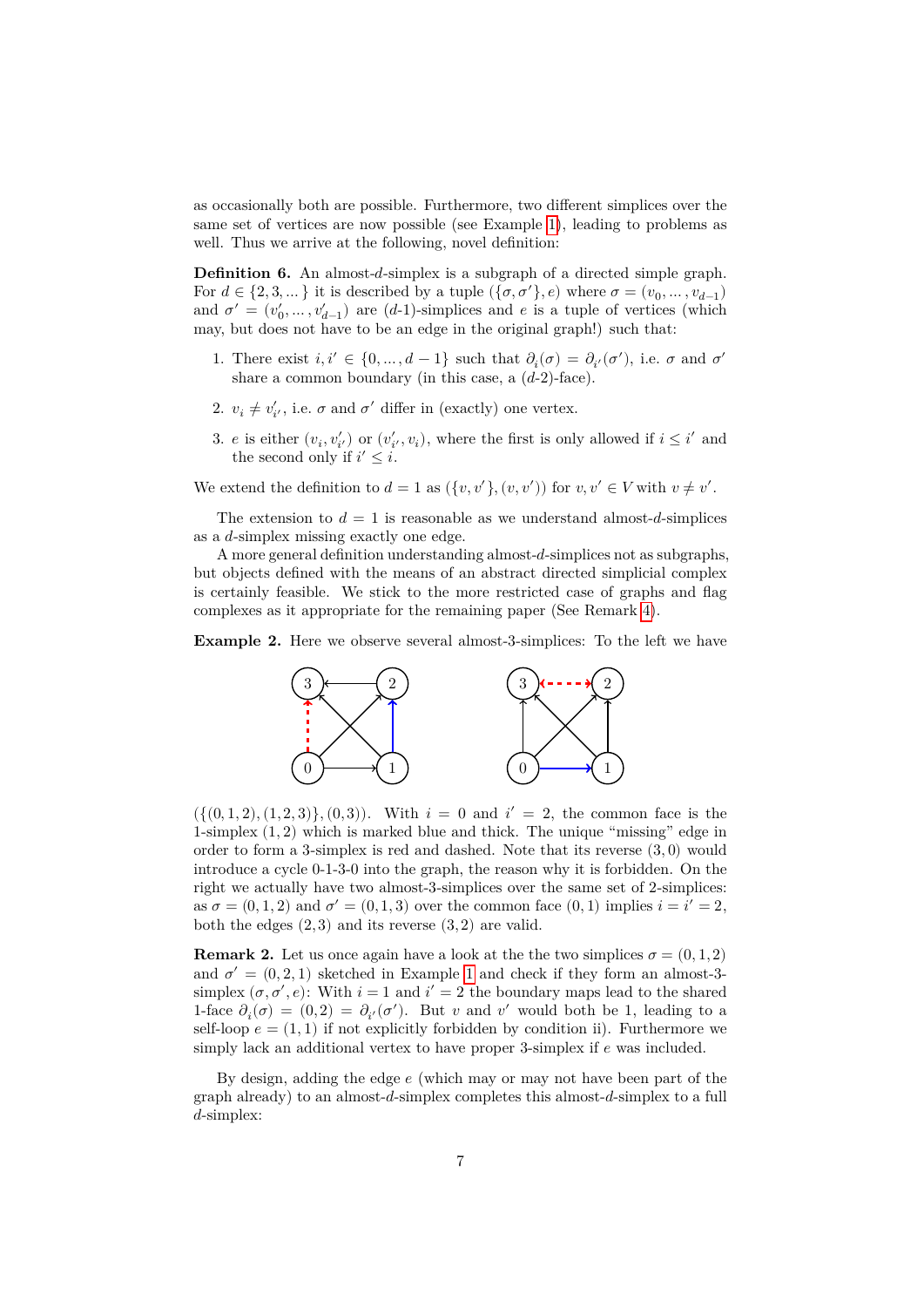as occasionally both are possible. Furthermore, two different simplices over the same set of vertices are now possible (see Example 1), leading to problems as well. Thus we arrive at the following, novel definition:

**Definition 6.** An almost-$d$-simplex is a subgraph of a directed simple graph. For $d \in \{2, 3, \dots\}$ it is described by a tuple $(\{\sigma, \sigma'\}, e)$ where $\sigma = (v_0, \dots, v_{d-1})$ and $\sigma' = (v'_0, \dots, v'_{d-1})$ are $(d$-1$)$-simplices and $e$ is a tuple of vertices (which may, but does not have to be an edge in the original graph!) such that:

1. There exist $i, i' \in \{0, \dots, d-1\}$ such that $\partial_i(\sigma) = \partial_{i'}(\sigma')$, i.e. $\sigma$ and $\sigma'$ share a common boundary (in this case, a $(d$-2$)$-face).
2. $v_i \neq v'_{i'}$, i.e. $\sigma$ and $\sigma'$ differ in (exactly) one vertex.
3. $e$ is either $(v_i, v'_{i'})$ or $(v'_{i'}, v_i)$, where the first is only allowed if $i \leq i'$ and the second only if $i' \leq i$.

We extend the definition to $d = 1$ as $(\{v, v'\}, (v, v'))$ for $v, v' \in V$ with $v \neq v'$.

The extension to $d = 1$ is reasonable as we understand almost-$d$-simplices as a $d$-simplex missing exactly one edge.

A more general definition understanding almost-$d$-simplices not as subgraphs, but objects defined with the means of an abstract directed simplicial complex is certainly feasible. We stick to the more restricted case of graphs and flag complexes as it appropriate for the remaining paper (See Remark 4).

**Example 2.** Here we observe several almost-3-simplices: To the left we have $(\{(0, 1, 2), (1, 2, 3)\}, (0, 3))$. With $i = 0$ and $i' = 2$, the common face is the 1-simplex $(1, 2)$ which is marked blue and thick. The unique "missing" edge in order to form a 3-simplex is red and dashed. Note that its reverse $(3, 0)$ would introduce a cycle 0-1-3-0 into the graph, the reason why it is forbidden. On the right we actually have two almost-3-simplices over the same set of 2-simplices: as $\sigma = (0, 1, 2)$ and $\sigma' = (0, 1, 3)$ over the common face $(0, 1)$ implies $i = i' = 2$, both the edges $(2, 3)$ and its reverse $(3, 2)$ are valid.

**Remark 2.** Let us once again have a look at the the two simplices $\sigma = (0, 1, 2)$ and $\sigma' = (0, 2, 1)$ sketched in Example 1 and check if they form an almost-3-simplex $(\sigma, \sigma', e)$: With $i = 1$ and $i' = 2$ the boundary maps lead to the shared 1-face $\partial_i(\sigma) = (0, 2) = \partial_{i'}(\sigma')$. But $v$ and $v'$ would both be 1, leading to a self-loop $e = (1, 1)$ if not explicitly forbidden by condition ii). Furthermore we simply lack an additional vertex to have proper 3-simplex if $e$ was included.

By design, adding the edge $e$ (which may or may not have been part of the graph already) to an almost-$d$-simplex completes this almost-$d$-simplex to a full $d$-simplex: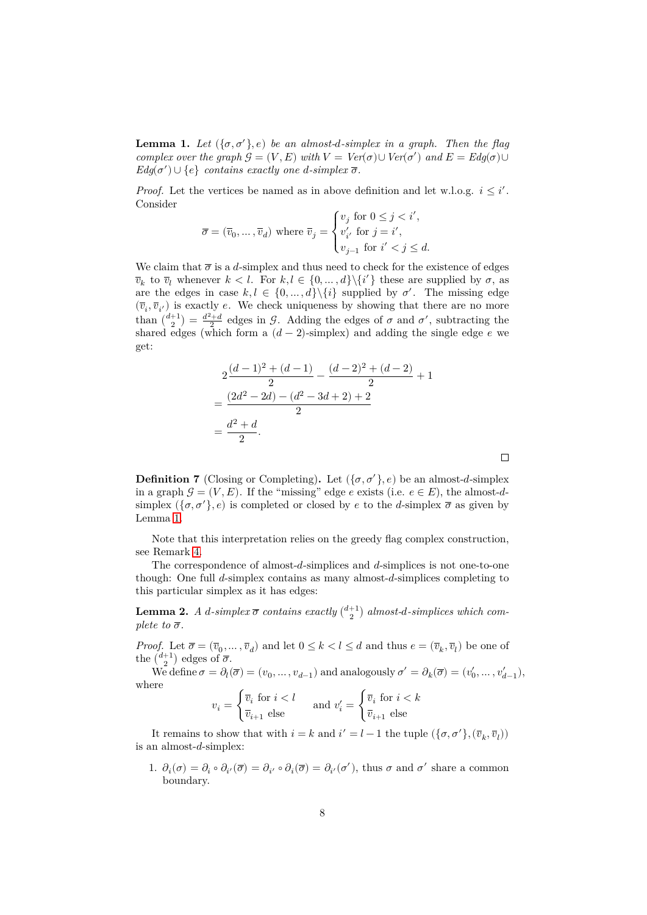**Lemma 1.** *Let $(\{\sigma, \sigma'\}, e)$ be an almost-$d$-simplex in a graph. Then the flag complex over the graph $\mathcal{G} = (V, E)$ with $V = Ver(\sigma) \cup Ver(\sigma')$ and $E = Edg(\sigma) \cup Edg(\sigma') \cup \{e\}$ contains exactly one $d$-simplex $\overline{\sigma}$.*

*Proof.* Let the vertices be named as in above definition and let w.l.o.g. $i \leq i'$. Consider

$$\overline{\sigma} = (\overline{v}_0, \dots, \overline{v}_d) \text{ where } \overline{v}_j = \begin{cases} v_j \text{ for } 0 \leq j < i', \\ v'_{i'} \text{ for } j = i', \\ v_{j-1} \text{ for } i' < j \leq d. \end{cases}$$

We claim that $\overline{\sigma}$ is a $d$-simplex and thus need to check for the existence of edges $\overline{v}_k$ to $\overline{v}_l$ whenever $k < l$. For $k, l \in \{0, \dots, d\} \setminus \{i'\}$ these are supplied by $\sigma$, as are the edges in case $k, l \in \{0, \dots, d\} \setminus \{i\}$ supplied by $\sigma'$. The missing edge $(\overline{v}_i, \overline{v}_{i'})$ is exactly $e$. We check uniqueness by showing that there are no more than $\binom{d+1}{2} = \frac{d^2+d}{2}$ edges in $\mathcal{G}$. Adding the edges of $\sigma$ and $\sigma'$, subtracting the shared edges (which form a $(d-2)$-simplex) and adding the single edge $e$ we get:

$$\begin{aligned} & 2\frac{(d-1)^2 + (d-1)}{2} - \frac{(d-2)^2 + (d-2)}{2} + 1 \\ =& \frac{(2d^2 - 2d) - (d^2 - 3d + 2) + 2}{2} \\ =& \frac{d^2 + d}{2}. \end{aligned}$$

$\square$

**Definition 7** (Closing or Completing)**.** Let $(\{\sigma, \sigma'\}, e)$ be an almost-$d$-simplex in a graph $\mathcal{G} = (V, E)$. If the "missing" edge $e$ exists (i.e. $e \in E$), the almost-$d$-simplex $(\{\sigma, \sigma'\}, e)$ is completed or closed by $e$ to the $d$-simplex $\overline{\sigma}$ as given by Lemma 1.

Note that this interpretation relies on the greedy flag complex construction, see Remark 4.

The correspondence of almost-$d$-simplices and $d$-simplices is not one-to-one though: One full $d$-simplex contains as many almost-$d$-simplices completing to this particular simplex as it has edges:

**Lemma 2.** *A $d$-simplex $\overline{\sigma}$ contains exactly $\binom{d+1}{2}$ almost-$d$-simplices which complete to $\overline{\sigma}$.*

*Proof.* Let $\overline{\sigma} = (\overline{v}_0, \dots, \overline{v}_d)$ and let $0 \leq k < l \leq d$ and thus $e = (\overline{v}_k, \overline{v}_l)$ be one of the $\binom{d+1}{2}$ edges of $\overline{\sigma}$.

We define $\sigma = \partial_l(\overline{\sigma}) = (v_0, \dots, v_{d-1})$ and analogously $\sigma' = \partial_k(\overline{\sigma}) = (v'_0, \dots, v'_{d-1})$, where

$$v_i = \begin{cases} \overline{v}_i \text{ for } i < l \\ \overline{v}_{i+1} \text{ else} \end{cases} \quad \text{and } v'_i = \begin{cases} \overline{v}_i \text{ for } i < k \\ \overline{v}_{i+1} \text{ else} \end{cases}$$

It remains to show that with $i = k$ and $i' = l - 1$ the tuple $(\{\sigma, \sigma'\}, (\overline{v}_k, \overline{v}_l))$ is an almost-$d$-simplex:

1. $\partial_i(\sigma) = \partial_i \circ \partial_{i'}(\overline{\sigma}) = \partial_{i'} \circ \partial_i(\overline{\sigma}) = \partial_{i'}(\sigma')$, thus $\sigma$ and $\sigma'$ share a common boundary.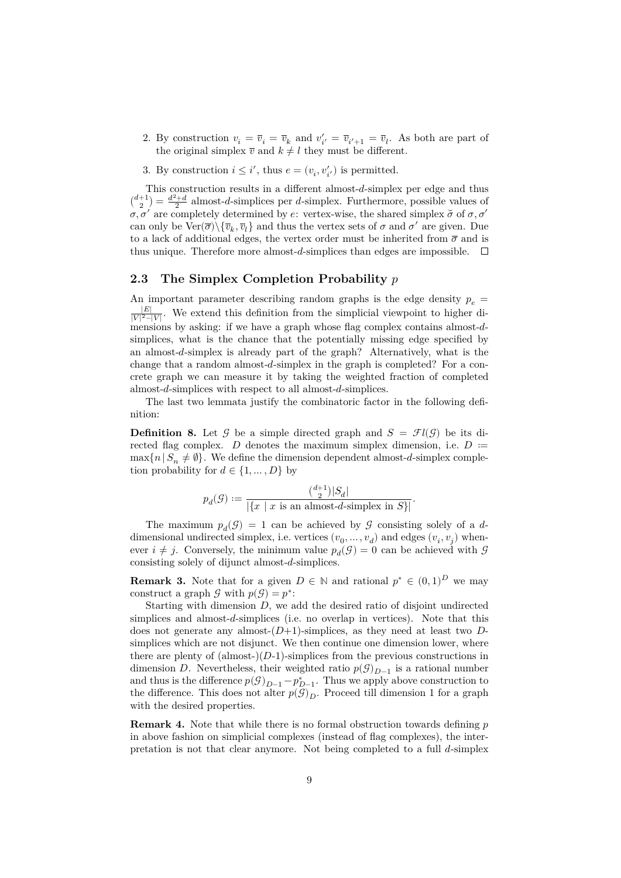2. By construction $v_i = \overline{v}_i = \overline{v}_k$ and $v'_{i'} = \overline{v}_{i'+1} = \overline{v}_l$. As both are part of the original simplex $\overline{v}$ and $k \neq l$ they must be different.

3. By construction $i \leq i'$, thus $e = (v_i, v'_{i'})$ is permitted.

This construction results in a different almost-$d$-simplex per edge and thus $\binom{d+1}{2} = \frac{d^2+d}{2}$ almost-$d$-simplices per $d$-simplex. Furthermore, possible values of $\sigma, \sigma'$ are completely determined by $e$: vertex-wise, the shared simplex $\breve{\sigma}$ of $\sigma, \sigma'$ can only be $\mathrm{Ver}(\overline{\sigma}) \backslash \{\overline{v}_k, \overline{v}_l\}$ and thus the vertex sets of $\sigma$ and $\sigma'$ are given. Due to a lack of additional edges, the vertex order must be inherited from $\overline{\sigma}$ and is thus unique. Therefore more almost-$d$-simplices than edges are impossible. $\square$

## 2.3 The Simplex Completion Probability $p$

An important parameter describing random graphs is the edge density $p_e = \frac{|E|}{|V|^2 - |V|}$. We extend this definition from the simplicial viewpoint to higher dimensions by asking: if we have a graph whose flag complex contains almost-$d$-simplices, what is the chance that the potentially missing edge specified by an almost-$d$-simplex is already part of the graph? Alternatively, what is the change that a random almost-$d$-simplex in the graph is completed? For a concrete graph we can measure it by taking the weighted fraction of completed almost-$d$-simplices with respect to all almost-$d$-simplices.

The last two lemmata justify the combinatoric factor in the following definition:

**Definition 8.** Let $\mathcal{G}$ be a simple directed graph and $S = \mathcal{F}l(\mathcal{G})$ be its directed flag complex. $D$ denotes the maximum simplex dimension, i.e. $D := \max\{n \,|\, S_n \neq \emptyset\}$. We define the dimension dependent almost-$d$-simplex completion probability for $d \in \{1, \dots, D\}$ by

$$p_d(\mathcal{G}) := \frac{\binom{d+1}{2}|S_d|}{|\{x \mid x \text{ is an almost-}d\text{-simplex in } S\}|}.$$

The maximum $p_d(\mathcal{G}) = 1$ can be achieved by $\mathcal{G}$ consisting solely of a $d$-dimensional undirected simplex, i.e. vertices $(v_0, \dots, v_d)$ and edges $(v_i, v_j)$ whenever $i \neq j$. Conversely, the minimum value $p_d(\mathcal{G}) = 0$ can be achieved with $\mathcal{G}$ consisting solely of dijunct almost-$d$-simplices.

**Remark 3.** Note that for a given $D \in \mathbb{N}$ and rational $p^* \in (0,1)^D$ we may construct a graph $\mathcal{G}$ with $p(\mathcal{G}) = p^*$:

Starting with dimension $D$, we add the desired ratio of disjoint undirected simplices and almost-$d$-simplices (i.e. no overlap in vertices). Note that this does not generate any almost-($D$+1)-simplices, as they need at least two $D$-simplices which are not disjunct. We then continue one dimension lower, where there are plenty of (almost-)($D$-1)-simplices from the previous constructions in dimension $D$. Nevertheless, their weighted ratio $p(\mathcal{G})_{D-1}$ is a rational number and thus is the difference $p(\mathcal{G})_{D-1} - p^*_{D-1}$. Thus we apply above construction to the difference. This does not alter $p(\mathcal{G})_D$. Proceed till dimension 1 for a graph with the desired properties.

**Remark 4.** Note that while there is no formal obstruction towards defining $p$ in above fashion on simplicial complexes (instead of flag complexes), the interpretation is not that clear anymore. Not being completed to a full $d$-simplex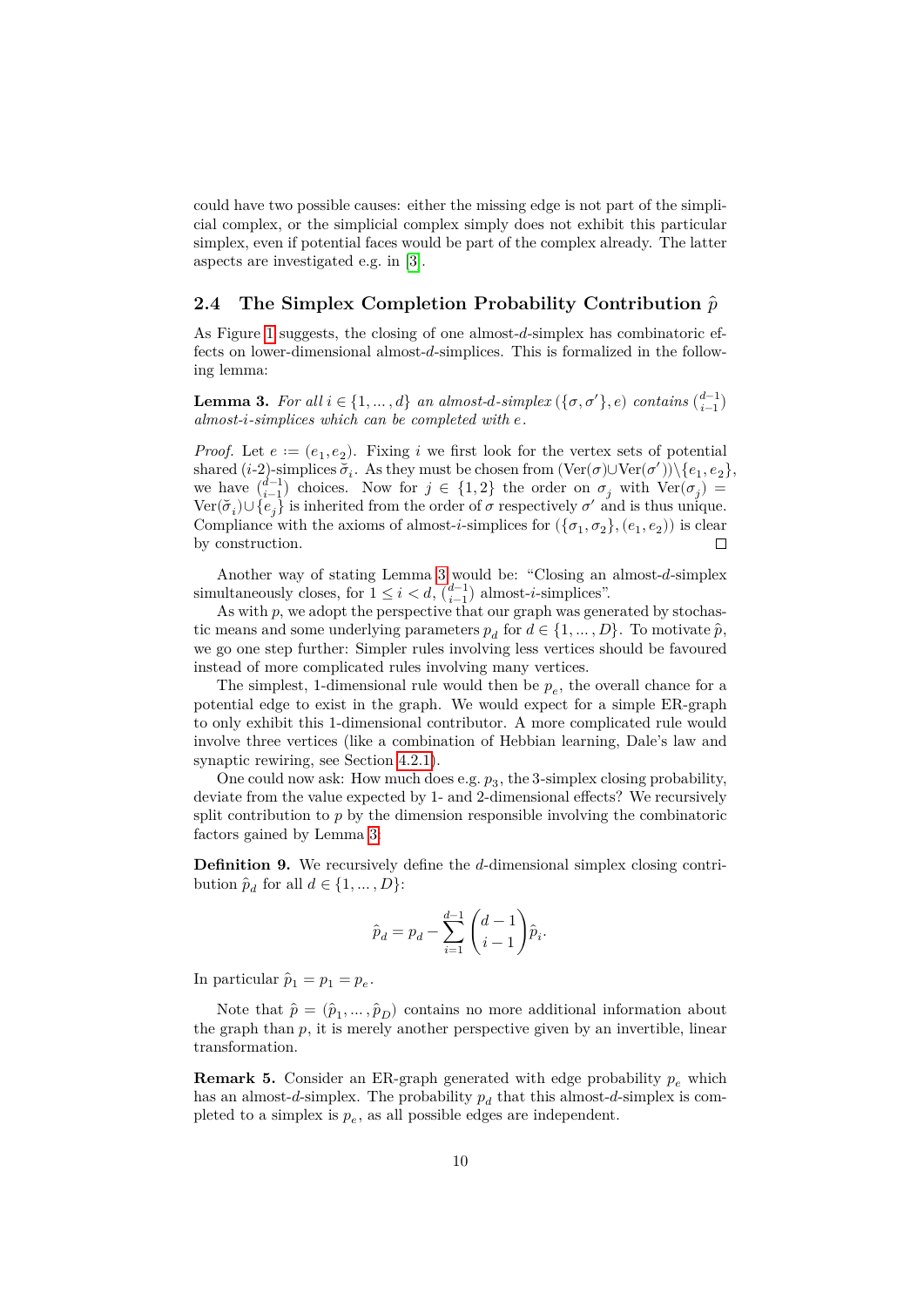could have two possible causes: either the missing edge is not part of the simplicial complex, or the simplicial complex simply does not exhibit this particular simplex, even if potential faces would be part of the complex already. The latter aspects are investigated e.g. in [3].

## 2.4 The Simplex Completion Probability Contribution $\hat{p}$

As Figure 1 suggests, the closing of one almost-$d$-simplex has combinatoric effects on lower-dimensional almost-$d$-simplices. This is formalized in the following lemma:

**Lemma 3.** *For all $i \in \{1, \dots, d\}$ an almost-$d$-simplex $(\{\sigma, \sigma'\}, e)$ contains $\binom{d-1}{i-1}$ almost-$i$-simplices which can be completed with $e$.*

*Proof.* Let $e := (e_1, e_2)$. Fixing $i$ we first look for the vertex sets of potential shared ($i$-2)-simplices $\tilde{\sigma}_i$. As they must be chosen from $(\text{Ver}(\sigma) \cup \text{Ver}(\sigma')) \setminus \{e_1, e_2\}$, we have $\binom{d-1}{i-1}$ choices. Now for $j \in \{1, 2\}$ the order on $\sigma_j$ with $\text{Ver}(\sigma_j) = \text{Ver}(\tilde{\sigma}_i) \cup \{e_j\}$ is inherited from the order of $\sigma$ respectively $\sigma'$ and is thus unique. Compliance with the axioms of almost-$i$-simplices for $(\{\sigma_1, \sigma_2\}, (e_1, e_2))$ is clear by construction. □

Another way of stating Lemma 3 would be: "Closing an almost-$d$-simplex simultaneously closes, for $1 \le i < d$, $\binom{d-1}{i-1}$ almost-$i$-simplices".

As with $p$, we adopt the perspective that our graph was generated by stochastic means and some underlying parameters $p_d$ for $d \in \{1, \dots, D\}$. To motivate $\hat{p}$, we go one step further: Simpler rules involving less vertices should be favoured instead of more complicated rules involving many vertices.

The simplest, 1-dimensional rule would then be $p_e$, the overall chance for a potential edge to exist in the graph. We would expect for a simple ER-graph to only exhibit this 1-dimensional contributor. A more complicated rule would involve three vertices (like a combination of Hebbian learning, Dale's law and synaptic rewiring, see Section 4.2.1).

One could now ask: How much does e.g. $p_3$, the 3-simplex closing probability, deviate from the value expected by 1- and 2-dimensional effects? We recursively split contribution to $p$ by the dimension responsible involving the combinatoric factors gained by Lemma 3:

**Definition 9.** We recursively define the $d$-dimensional simplex closing contribution $\hat{p}_d$ for all $d \in \{1, \dots, D\}$:

$$\hat{p}_d = p_d - \sum_{i=1}^{d-1} \binom{d-1}{i-1} \hat{p}_i.$$

In particular $\hat{p}_1 = p_1 = p_e$.

Note that $\hat{p} = (\hat{p}_1, \dots, \hat{p}_D)$ contains no more additional information about the graph than $p$, it is merely another perspective given by an invertible, linear transformation.

**Remark 5.** Consider an ER-graph generated with edge probability $p_e$ which has an almost-$d$-simplex. The probability $p_d$ that this almost-$d$-simplex is completed to a simplex is $p_e$, as all possible edges are independent.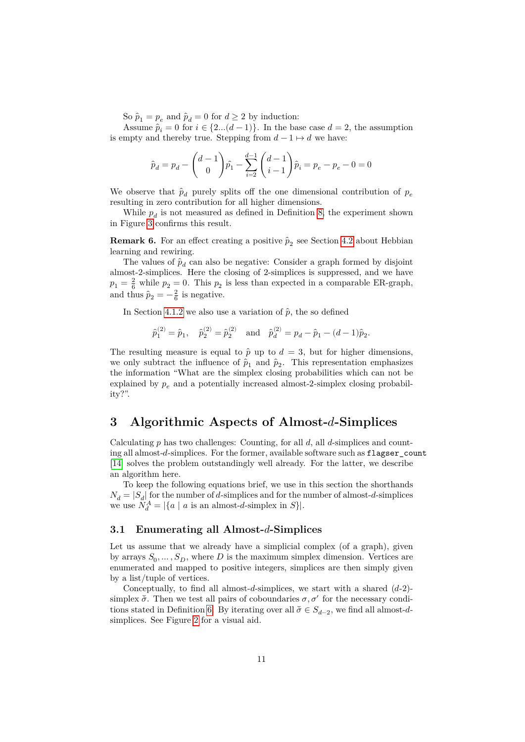So $\hat{p}_1 = p_e$ and $\hat{p}_d = 0$ for $d \geq 2$ by induction:

Assume $\hat{p}_i = 0$ for $i \in \{2...(d-1)\}$. In the base case $d = 2$, the assumption is empty and thereby true. Stepping from $d - 1 \mapsto d$ we have:

$$\hat{p}_d = p_d - \binom{d-1}{0}\hat{p}_1 - \sum_{i=2}^{d-1}\binom{d-1}{i-1}\hat{p}_i = p_e - p_e - 0 = 0$$

We observe that $\hat{p}_d$ purely splits off the one dimensional contribution of $p_e$ resulting in zero contribution for all higher dimensions.

While $p_d$ is not measured as defined in Definition 8, the experiment shown in Figure 3 confirms this result.

**Remark 6.** For an effect creating a positive $\hat{p}_2$ see Section 4.2 about Hebbian learning and rewiring.

The values of $\hat{p}_d$ can also be negative: Consider a graph formed by disjoint almost-2-simplices. Here the closing of 2-simplices is suppressed, and we have $p_1 = \frac{2}{6}$ while $p_2 = 0$. This $p_2$ is less than expected in a comparable ER-graph, and thus $\hat{p}_2 = -\frac{2}{6}$ is negative.

In Section 4.1.2 we also use a variation of $\hat{p}$, the so defined

$$\hat{p}_1^{(2)} = \hat{p}_1, \quad \hat{p}_2^{(2)} = \hat{p}_2^{(2)} \quad \text{and} \quad \hat{p}_d^{(2)} = p_d - \hat{p}_1 - (d-1)\hat{p}_2.$$

The resulting measure is equal to $\hat{p}$ up to $d = 3$, but for higher dimensions, we only subtract the influence of $\hat{p}_1$ and $\hat{p}_2$. This representation emphasizes the information "What are the simplex closing probabilities which can not be explained by $p_e$ and a potentially increased almost-2-simplex closing probability?".

# 3 Algorithmic Aspects of Almost-$d$-Simplices

Calculating $p$ has two challenges: Counting, for all $d$, all $d$-simplices and counting all almost-$d$-simplices. For the former, available software such as `flagser_count` [14] solves the problem outstandingly well already. For the latter, we describe an algorithm here.

To keep the following equations brief, we use in this section the shorthands $N_d = |S_d|$ for the number of $d$-simplices and for the number of almost-$d$-simplices we use $N_d^A = |\{a \mid a \text{ is an almost-}d\text{-simplex in } S\}|$.

## 3.1 Enumerating all Almost-$d$-Simplices

Let us assume that we already have a simplicial complex (of a graph), given by arrays $S_0, \dots, S_D$, where $D$ is the maximum simplex dimension. Vertices are enumerated and mapped to positive integers, simplices are then simply given by a list/tuple of vertices.

Conceptually, to find all almost-$d$-simplices, we start with a shared ($d$-2)-simplex $\breve{\sigma}$. Then we test all pairs of cobonudaries $\sigma, \sigma'$ for the necessary conditions stated in Definition 6. By iterating over all $\breve{\sigma} \in S_{d-2}$, we find all almost-$d$-simplices. See Figure 2 for a visual aid.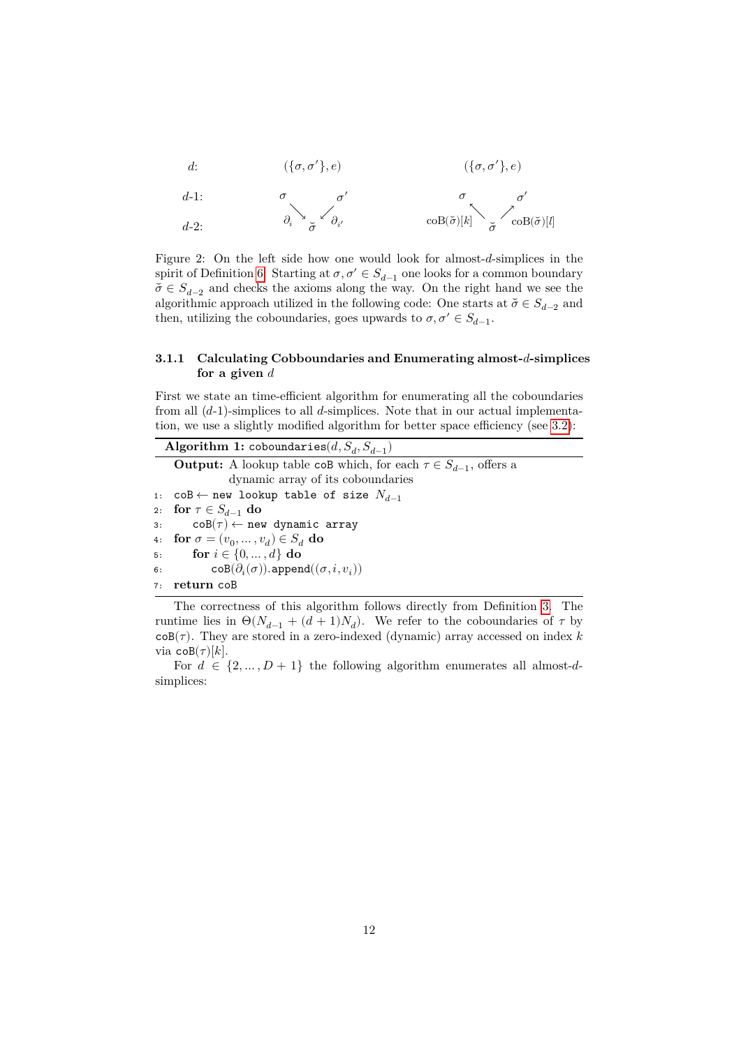| $d$: | $(\{\sigma, \sigma'\}, e)$ | | $(\{\sigma, \sigma'\}, e)$ | |
|---|---|---|---|---|
| $d$-1: | $\sigma$ | $\sigma'$ | $\sigma$ | $\sigma'$ |
| $d$-2: | $\partial_i \searrow \breve{\sigma} \swarrow \partial_{i'}$ | | $\mathrm{coB}(\breve{\sigma})[k] \nwarrow \breve{\sigma} \nearrow \mathrm{coB}(\breve{\sigma})[l]$ | |

Figure 2: On the left side how one would look for almost-$d$-simplices in the spirit of Definition 6. Starting at $\sigma, \sigma' \in S_{d-1}$ one looks for a common boundary $\breve{\sigma} \in S_{d-2}$ and checks the axioms along the way. On the right hand we see the algorithmic approach utilized in the following code: One starts at $\breve{\sigma} \in S_{d-2}$ and then, utilizing the coboundaries, goes upwards to $\sigma, \sigma' \in S_{d-1}$.

### 3.1.1 Calculating Cobboundaries and Enumerating almost-$d$-simplices for a given $d$

First we state an time-efficient algorithm for enumerating all the coboundaries from all ($d$-1)-simplices to all $d$-simplices. Note that in our actual implementation, we use a slightly modified algorithm for better space efficiency (see 3.2):

**Algorithm 1:** `coboundaries`$(d, S_d, S_{d-1})$

**Output:** A lookup table `coB` which, for each $\tau \in S_{d-1}$, offers a dynamic array of its coboundaries

```
1: coB ← new lookup table of size N_{d-1}
2: for τ ∈ S_{d-1} do
3:     coB(τ) ← new dynamic array
4: for σ = (v_0, ..., v_d) ∈ S_d do
5:     for i ∈ {0, ..., d} do
6:         coB(∂_i(σ)).append((σ, i, v_i))
7: return coB
```

The correctness of this algorithm follows directly from Definition 3. The runtime lies in $\Theta(N_{d-1} + (d+1)N_d)$. We refer to the coboundaries of $\tau$ by $\mathtt{coB}(\tau)$. They are stored in a zero-indexed (dynamic) array accessed on index $k$ via $\mathtt{coB}(\tau)[k]$.

For $d \in \{2, \dots, D+1\}$ the following algorithm enumerates all almost-$d$-simplices: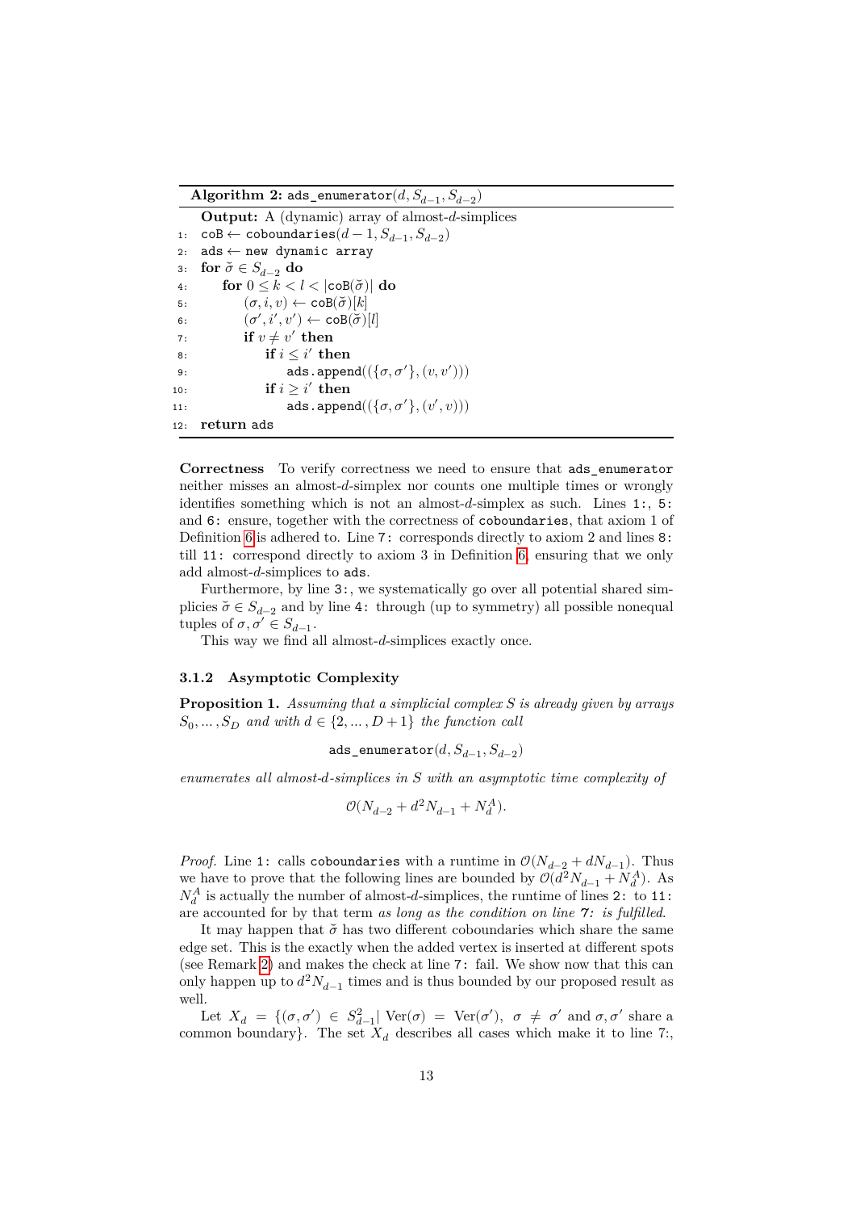**Algorithm 2:** `ads_enumerator`$(d, S_{d-1}, S_{d-2})$

```
    Output: A (dynamic) array of almost-d-simplices
1:  coB ← coboundaries(d − 1, S_{d−1}, S_{d−2})
2:  ads ← new dynamic array
3:  for σ̆ ∈ S_{d−2} do
4:      for 0 ≤ k < l < |coB(σ̆)| do
5:          (σ, i, v) ← coB(σ̆)[k]
6:          (σ′, i′, v′) ← coB(σ̆)[l]
7:          if v ≠ v′ then
8:              if i ≤ i′ then
9:                  ads.append(({σ, σ′}, (v, v′)))
10:             if i ≥ i′ then
11:                 ads.append(({σ, σ′}, (v′, v)))
12: return ads
```

**Correctness** To verify correctness we need to ensure that `ads_enumerator` neither misses an almost-$d$-simplex nor counts one multiple times or wrongly identifies something which is not an almost-$d$-simplex as such. Lines `1:`, `5:` and `6:` ensure, together with the correctness of `coboundaries`, that axiom 1 of Definition 6 is adhered to. Line `7:` corresponds directly to axiom 2 and lines `8:` till `11:` correspond directly to axiom 3 in Definition 6, ensuring that we only add almost-$d$-simplices to `ads`.

Furthermore, by line `3:`, we systematically go over all potential shared simplicies $\breve{\sigma} \in S_{d-2}$ and by line `4:` through (up to symmetry) all possible nonequal tuples of $\sigma, \sigma' \in S_{d-1}$.

This way we find all almost-$d$-simplices exactly once.

### 3.1.2 Asymptotic Complexity

**Proposition 1.** *Assuming that a simplicial complex $S$ is already given by arrays $S_0, \ldots, S_D$ and with $d \in \{2, \ldots, D+1\}$ the function call*

$$\texttt{ads\_enumerator}(d, S_{d-1}, S_{d-2})$$

*enumerates all almost-$d$-simplices in $S$ with an asymptotic time complexity of*

$$\mathcal{O}(N_{d-2} + d^2 N_{d-1} + N_d^A).$$

*Proof.* Line `1:` calls `coboundaries` with a runtime in $\mathcal{O}(N_{d-2} + dN_{d-1})$. Thus we have to prove that the following lines are bounded by $\mathcal{O}(d^2 N_{d-1} + N_d^A)$. As $N_d^A$ is actually the number of almost-$d$-simplices, the runtime of lines `2:` to `11:` are accounted for by that term *as long as the condition on line `7:` is fulfilled*.

It may happen that $\breve{\sigma}$ has two different coboundaries which share the same edge set. This is the exactly when the added vertex is inserted at different spots (see Remark 2) and makes the check at line `7:` fail. We show now that this can only happen up to $d^2 N_{d-1}$ times and is thus bounded by our proposed result as well.

Let $X_d = \{(\sigma, \sigma') \in S_{d-1}^2 | \operatorname{Ver}(\sigma) = \operatorname{Ver}(\sigma'),\ \sigma \neq \sigma' \text{ and } \sigma, \sigma' \text{ share a common boundary}\}$. The set $X_d$ describes all cases which make it to line `7:`,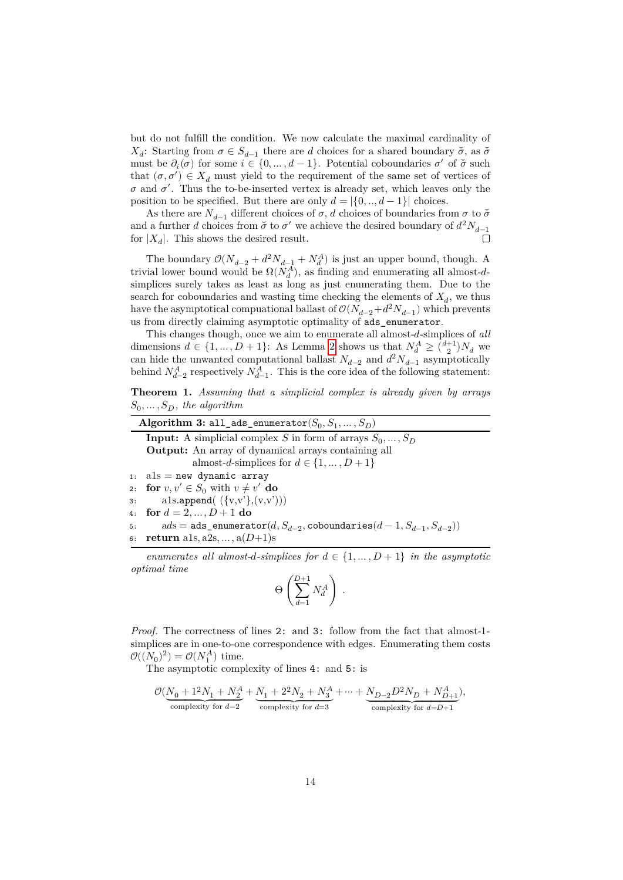but do not fulfill the condition. We now calculate the maximal cardinality of $X_d$: Starting from $\sigma \in S_{d-1}$ there are $d$ choices for a shared boundary $\breve{\sigma}$, as $\breve{\sigma}$ must be $\partial_i(\sigma)$ for some $i \in \{0, \dots, d-1\}$. Potential coboundaries $\sigma'$ of $\breve{\sigma}$ such that $(\sigma, \sigma') \in X_d$ must yield to the requirement of the same set of vertices of $\sigma$ and $\sigma'$. Thus the to-be-inserted vertex is already set, which leaves only the position to be specified. But there are only $d = |\{0, .., d-1\}|$ choices.

As there are $N_{d-1}$ different choices of $\sigma$, $d$ choices of boundaries from $\sigma$ to $\breve{\sigma}$ and a further $d$ choices from $\breve{\sigma}$ to $\sigma'$ we achieve the desired boundary of $d^2 N_{d-1}$ for $|X_d|$. This shows the desired result. □

The boundary $\mathcal{O}(N_{d-2} + d^2 N_{d-1} + N_d^A)$ is just an upper bound, though. A trivial lower bound would be $\Omega(N_d^A)$, as finding and enumerating all almost-$d$-simplices surely takes as least as long as just enumerating them. Due to the search for coboundaries and wasting time checking the elements of $X_d$, we thus have the asymptotical compuational ballast of $\mathcal{O}(N_{d-2} + d^2 N_{d-1})$ which prevents us from directly claiming asymptotic optimality of `ads_enumerator`.

This changes though, once we aim to enumerate all almost-$d$-simplices of *all* dimensions $d \in \{1, \dots, D+1\}$: As Lemma 2 shows us that $N_d^A \geq \binom{d+1}{2} N_d$ we can hide the unwanted computational ballast $N_{d-2}$ and $d^2 N_{d-1}$ asymptotically behind $N_{d-2}^A$ respectively $N_{d-1}^A$. This is the core idea of the following statement:

**Theorem 1.** *Assuming that a simplicial complex is already given by arrays* $S_0, \dots, S_D$*, the algorithm*

**Algorithm 3:** `all_ads_enumerator`$(S_0, S_1, \dots, S_D)$

**Input:** A simplicial complex $S$ in form of arrays $S_0, \dots, S_D$
**Output:** An array of dynamical arrays containing all almost-$d$-simplices for $d \in \{1, \dots, D+1\}$

```
1: a1s = new dynamic array
2: for v, v' ∈ S_0 with v ≠ v' do
3:     a1s.append( ({v,v'},(v,v')))
4: for d = 2, ..., D+1 do
5:     ads = ads_enumerator(d, S_{d-2}, coboundaries(d-1, S_{d-1}, S_{d-2}))
6: return a1s, a2s, ..., a(D+1)s
```

*enumerates all almost-d-simplices for* $d \in \{1, \dots, D+1\}$ *in the asymptotic optimal time*

$$\Theta\left(\sum_{d=1}^{D+1} N_d^A\right) .$$

*Proof.* The correctness of lines `2:` and `3:` follow from the fact that almost-1-simplices are in one-to-one correspondence with edges. Enumerating them costs $\mathcal{O}((N_0)^2) = \mathcal{O}(N_1^A)$ time.

The asymptotic complexity of lines `4:` and `5:` is

$$\mathcal{O}(\underbrace{N_0 + 1^2 N_1 + N_2^A}_{\text{complexity for } d=2} + \underbrace{N_1 + 2^2 N_2 + N_3^A}_{\text{complexity for } d=3} + \dots + \underbrace{N_{D-2} D^2 N_D + N_{D+1}^A}_{\text{complexity for } d=D+1}),$$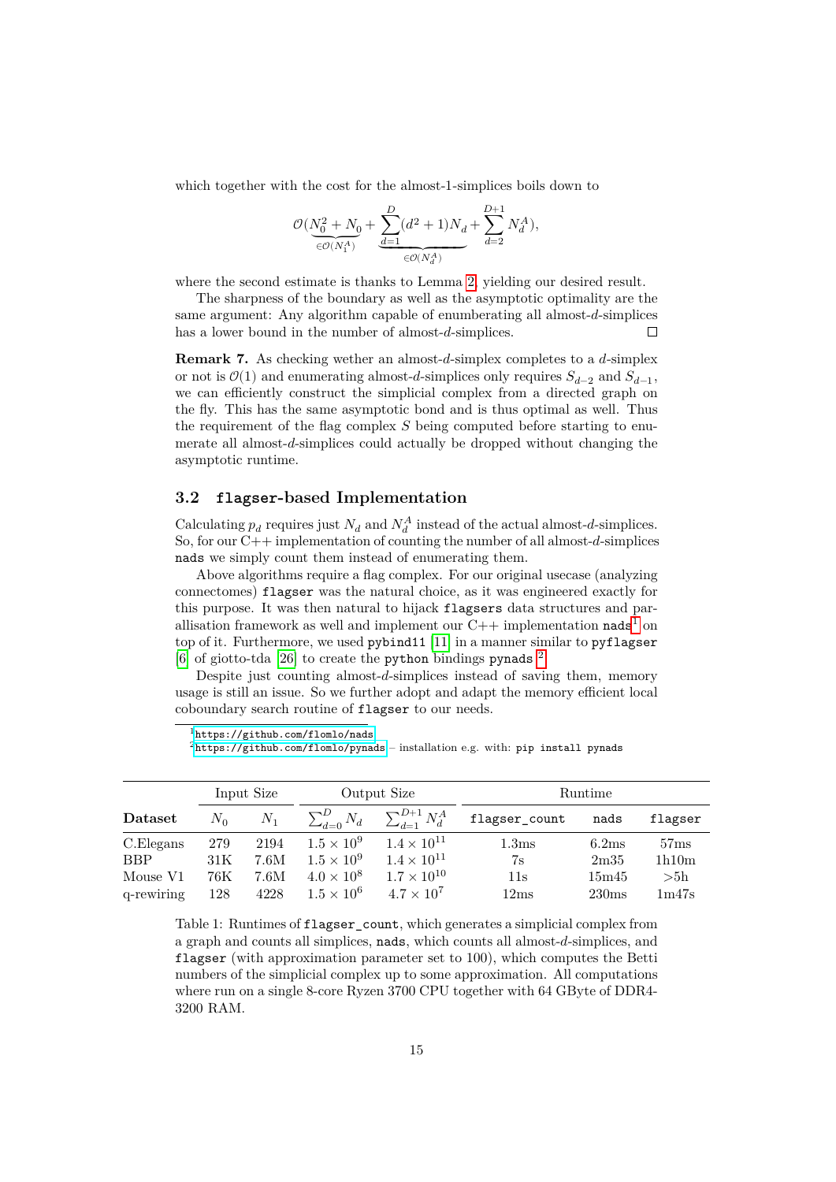which together with the cost for the almost-1-simplices boils down to

$$\mathcal{O}(\underbrace{N_0^2 + N_0}_{\in\mathcal{O}(N_1^A)} + \underbrace{\sum_{d=1}^{D}(d^2+1)N_d}_{\in\mathcal{O}(N_d^A)} + \sum_{d=2}^{D+1} N_d^A),$$

where the second estimate is thanks to Lemma 2, yielding our desired result.

The sharpness of the boundary as well as the asymptotic optimality are the same argument: Any algorithm capable of enumberating all almost-$d$-simplices has a lower bound in the number of almost-$d$-simplices. □

**Remark 7.** As checking wether an almost-$d$-simplex completes to a $d$-simplex or not is $\mathcal{O}(1)$ and enumerating almost-$d$-simplices only requires $S_{d-2}$ and $S_{d-1}$, we can efficiently construct the simplicial complex from a directed graph on the fly. This has the same asymptotic bond and is thus optimal as well. Thus the requirement of the flag complex $S$ being computed before starting to enumerate all almost-$d$-simplices could actually be dropped without changing the asymptotic runtime.

## 3.2 `flagser`-based Implementation

Calculating $p_d$ requires just $N_d$ and $N_d^A$ instead of the actual almost-$d$-simplices. So, for our C++ implementation of counting the number of all almost-$d$-simplices `nads` we simply count them instead of enumerating them.

Above algorithms require a flag complex. For our original usecase (analyzing connectomes) `flagser` was the natural choice, as it was engineered exactly for this purpose. It was then natural to hijack `flagsers` data structures and parallisation framework as well and implement our C++ implementation `nads`[1] on top of it. Furthermore, we used `pybind11` [11] in a manner similar to `pyflagser` [6] of giotto-tda [26] to create the `python` bindings `pynads`.[2]

Despite just counting almost-$d$-simplices instead of saving them, memory usage is still an issue. So we further adopt and adapt the memory efficient local coboundary search routine of `flagser` to our needs.

[1] https://github.com/flomlo/nads

[2] https://github.com/flomlo/pynads – installation e.g. with: `pip install pynads`

| | Input Size | | Output Size | | Runtime | | |
|---|---|---|---|---|---|---|---|
| **Dataset** | $N_0$ | $N_1$ | $\sum_{d=0}^{D} N_d$ | $\sum_{d=1}^{D+1} N_d^A$ | `flagser_count` | `nads` | `flagser` |
| C.Elegans | 279 | 2194 | $1.5\times10^9$ | $1.4\times10^{11}$ | 1.3ms | 6.2ms | 57ms |
| BBP | 31K | 7.6M | $1.5\times10^9$ | $1.4\times10^{11}$ | 7s | 2m35 | 1h10m |
| Mouse V1 | 76K | 7.6M | $4.0\times10^8$ | $1.7\times10^{10}$ | 11s | 15m45 | >5h |
| q-rewiring | 128 | 4228 | $1.5\times10^6$ | $4.7\times10^7$ | 12ms | 230ms | 1m47s |

Table 1: Runtimes of `flagser_count`, which generates a simplicial complex from a graph and counts all simplices, `nads`, which counts all almost-$d$-simplices, and `flagser` (with approximation parameter set to 100), which computes the Betti numbers of the simplicial complex up to some approximation. All computations where run on a single 8-core Ryzen 3700 CPU together with 64 GByte of DDR4-3200 RAM.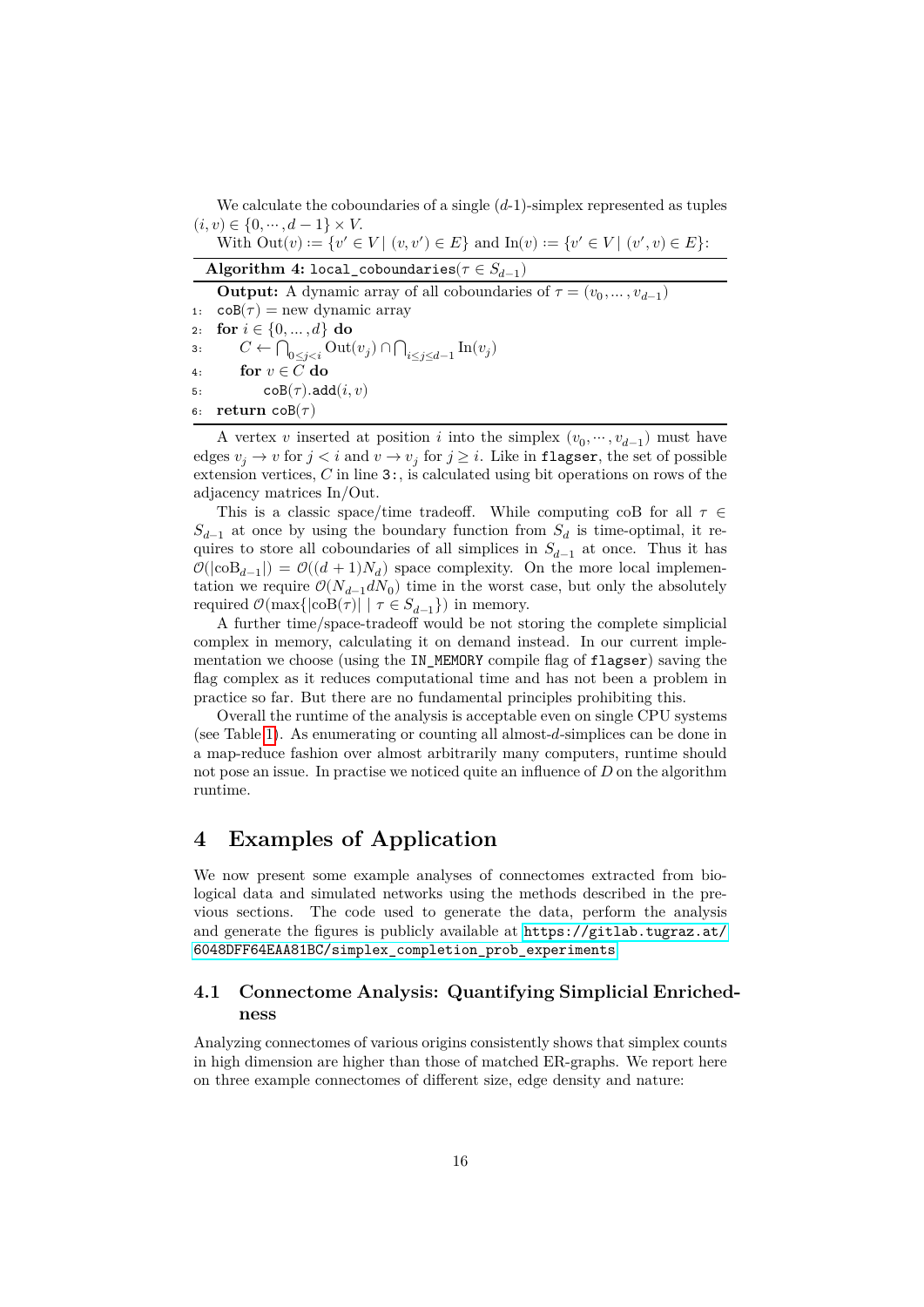We calculate the coboundaries of a single ($d$-1)-simplex represented as tuples $(i, v) \in \{0, \cdots, d-1\} \times V$.

With $\mathrm{Out}(v) := \{v' \in V \mid (v, v') \in E\}$ and $\mathrm{In}(v) := \{v' \in V \mid (v', v) \in E\}$:

**Algorithm 4:** `local_coboundaries`($\tau \in S_{d-1}$)

**Output:** A dynamic array of all coboundaries of $\tau = (v_0, \ldots, v_{d-1})$

```
1:  coB(τ) = new dynamic array
2:  for i ∈ {0, ..., d} do
3:      C ← ⋂_{0≤j<i} Out(v_j) ∩ ⋂_{i≤j≤d−1} In(v_j)
4:      for v ∈ C do
5:          coB(τ).add(i, v)
6:  return coB(τ)
```

A vertex $v$ inserted at position $i$ into the simplex $(v_0, \cdots, v_{d-1})$ must have edges $v_j \to v$ for $j < i$ and $v \to v_j$ for $j \geq i$. Like in `flagser`, the set of possible extension vertices, $C$ in line `3:`, is calculated using bit operations on rows of the adjacency matrices In/Out.

This is a classic space/time tradeoff. While computing coB for all $\tau \in S_{d-1}$ at once by using the boundary function from $S_d$ is time-optimal, it requires to store all coboundaries of all simplices in $S_{d-1}$ at once. Thus it has $\mathcal{O}(|\mathrm{coB}_{d-1}|) = \mathcal{O}((d+1)N_d)$ space complexity. On the more local implementation we require $\mathcal{O}(N_{d-1} d N_0)$ time in the worst case, but only the absolutely required $\mathcal{O}(\max\{|\mathrm{coB}(\tau)| \mid \tau \in S_{d-1}\})$ in memory.

A further time/space-tradeoff would be not storing the complete simplicial complex in memory, calculating it on demand instead. In our current implementation we choose (using the `IN_MEMORY` compile flag of `flagser`) saving the flag complex as it reduces computational time and has not been a problem in practice so far. But there are no fundamental principles prohibiting this.

Overall the runtime of the analysis is acceptable even on single CPU systems (see Table 1). As enumerating or counting all almost-$d$-simplices can be done in a map-reduce fashion over almost arbitrarily many computers, runtime should not pose an issue. In practise we noticed quite an influence of $D$ on the algorithm runtime.

# 4 Examples of Application

We now present some example analyses of connectomes extracted from biological data and simulated networks using the methods described in the previous sections. The code used to generate the data, perform the analysis and generate the figures is publicly available at https://gitlab.tugraz.at/6048DFF64EAA81BC/simplex_completion_prob_experiments.

## 4.1 Connectome Analysis: Quantifying Simplicial Enrichedness

Analyzing connectomes of various origins consistently shows that simplex counts in high dimension are higher than those of matched ER-graphs. We report here on three example connectomes of different size, edge density and nature: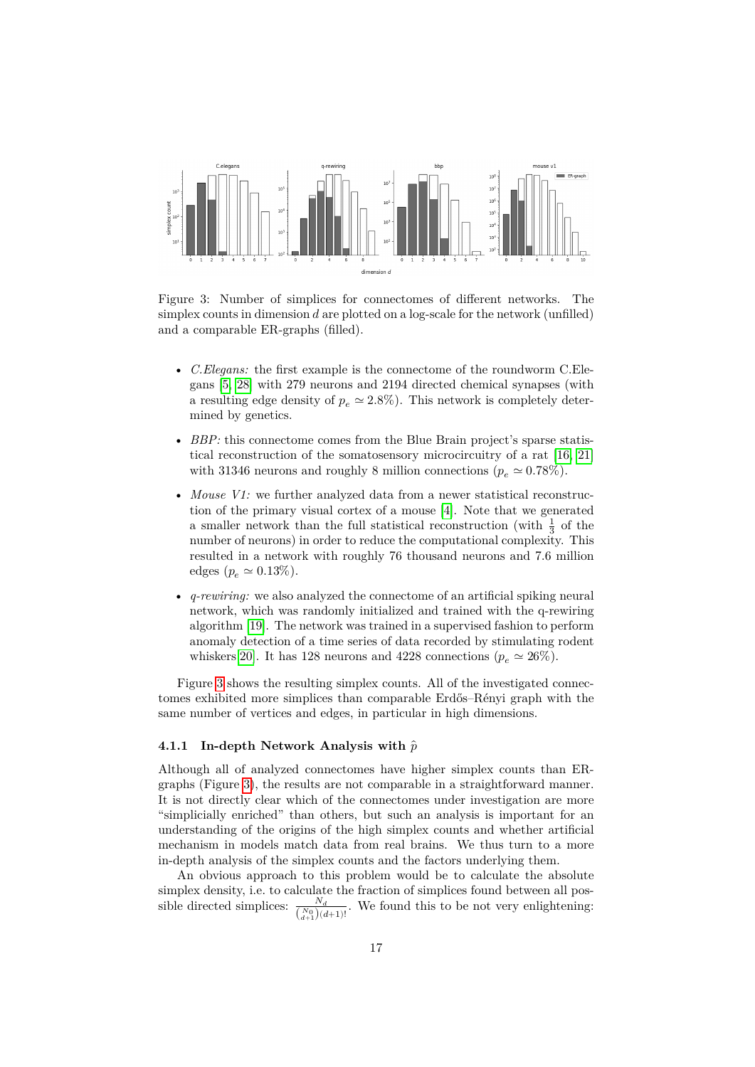Figure 3: Number of simplices for connectomes of different networks. The simplex counts in dimension $d$ are plotted on a log-scale for the network (unfilled) and a comparable ER-graphs (filled).

- *C.Elegans:* the first example is the connectome of the roundworm C.Elegans [5, 28] with 279 neurons and 2194 directed chemical synapses (with a resulting edge density of $p_e \simeq 2.8\%$). This network is completely determined by genetics.
- *BBP:* this connectome comes from the Blue Brain project's sparse statistical reconstruction of the somatosensory microcircuitry of a rat [16, 21] with 31346 neurons and roughly 8 million connections ($p_e \simeq 0.78\%$).
- *Mouse V1:* we further analyzed data from a newer statistical reconstruction of the primary visual cortex of a mouse [4]. Note that we generated a smaller network than the full statistical reconstruction (with $\frac{1}{3}$ of the number of neurons) in order to reduce the computational complexity. This resulted in a network with roughly 76 thousand neurons and 7.6 million edges ($p_e \simeq 0.13\%$).
- *q-rewiring:* we also analyzed the connectome of an artificial spiking neural network, which was randomly initialized and trained with the q-rewiring algorithm [19]. The network was trained in a supervised fashion to perform anomaly detection of a time series of data recorded by stimulating rodent whiskers [20]. It has 128 neurons and 4228 connections ($p_e \simeq 26\%$).

Figure 3 shows the resulting simplex counts. All of the investigated connectomes exhibited more simplices than comparable Erdős–Rényi graph with the same number of vertices and edges, in particular in high dimensions.

### 4.1.1 In-depth Network Analysis with $\hat{p}$

Although all of analyzed connectomes have higher simplex counts than ER-graphs (Figure 3), the results are not comparable in a straightforward manner. It is not directly clear which of the connectomes under investigation are more "simplicially enriched" than others, but such an analysis is important for an understanding of the origins of the high simplex counts and whether artificial mechanism in models match data from real brains. We thus turn to a more in-depth analysis of the simplex counts and the factors underlying them.

An obvious approach to this problem would be to calculate the absolute simplex density, i.e. to calculate the fraction of simplices found between all possible directed simplices: $\frac{N_d}{\binom{N_0}{d+1}(d+1)!}$. We found this to be not very enlightening: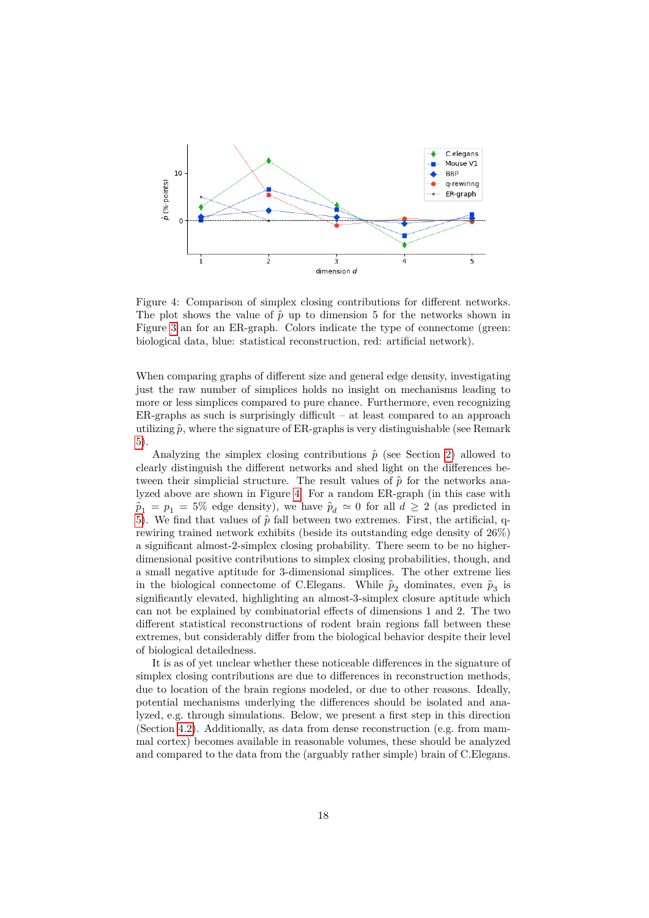Figure 4: Comparison of simplex closing contributions for different networks. The plot shows the value of $\hat{p}$ up to dimension 5 for the networks shown in Figure 3 an for an ER-graph. Colors indicate the type of connectome (green: biological data, blue: statistical reconstruction, red: artificial network).

When comparing graphs of different size and general edge density, investigating just the raw number of simplices holds no insight on mechanisms leading to more or less simplices compared to pure chance. Furthermore, even recognizing ER-graphs as such is surprisingly difficult – at least compared to an approach utilizing $\hat{p}$, where the signature of ER-graphs is very distinguishable (see Remark 5).

Analyzing the simplex closing contributions $\hat{p}$ (see Section 2) allowed to clearly distinguish the different networks and shed light on the differences between their simplicial structure. The result values of $\hat{p}$ for the networks analyzed above are shown in Figure 4. For a random ER-graph (in this case with $\hat{p}_1 = p_1 = 5\%$ edge density), we have $\hat{p}_d \simeq 0$ for all $d \geq 2$ (as predicted in 5). We find that values of $\hat{p}$ fall between two extremes. First, the artificial, q-rewiring trained network exhibits (beside its outstanding edge density of 26%) a significant almost-2-simplex closing probability. There seem to be no higher-dimensional positive contributions to simplex closing probabilities, though, and a small negative aptitude for 3-dimensional simplices. The other extreme lies in the biological connectome of C.Elegans. While $\hat{p}_2$ dominates, even $\hat{p}_3$ is significantly elevated, highlighting an almost-3-simplex closure aptitude which can not be explained by combinatorial effects of dimensions 1 and 2. The two different statistical reconstructions of rodent brain regions fall between these extremes, but considerably differ from the biological behavior despite their level of biological detailedness.

It is as of yet unclear whether these noticeable differences in the signature of simplex closing contributions are due to differences in reconstruction methods, due to location of the brain regions modeled, or due to other reasons. Ideally, potential mechanisms underlying the differences should be isolated and analyzed, e.g. through simulations. Below, we present a first step in this direction (Section 4.2). Additionally, as data from dense reconstruction (e.g. from mammal cortex) becomes available in reasonable volumes, these should be analyzed and compared to the data from the (arguably rather simple) brain of C.Elegans.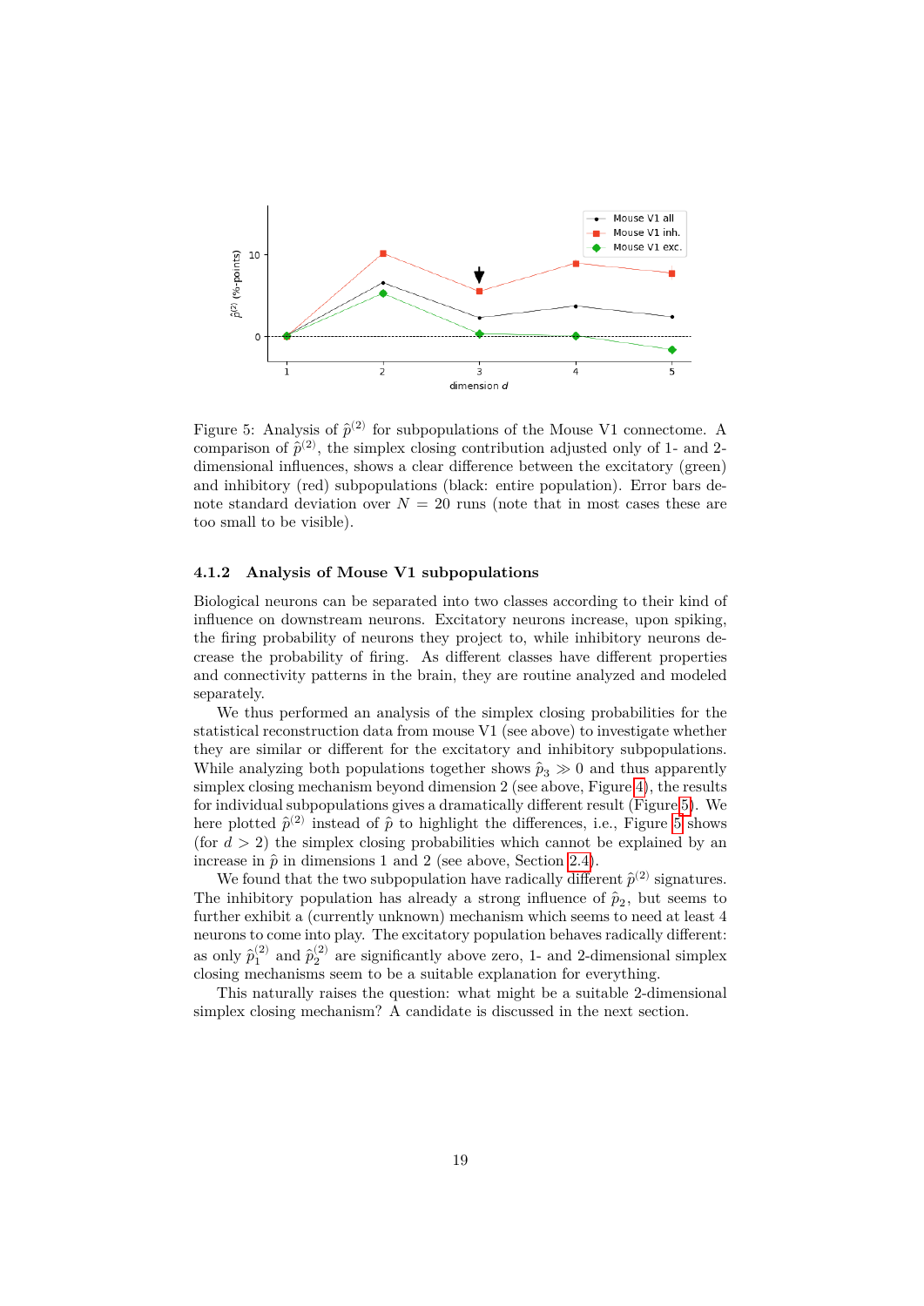Figure 5: Analysis of $\hat{p}^{(2)}$ for subpopulations of the Mouse V1 connectome. A comparison of $\hat{p}^{(2)}$, the simplex closing contribution adjusted only of 1- and 2-dimensional influences, shows a clear difference between the excitatory (green) and inhibitory (red) subpopulations (black: entire population). Error bars denote standard deviation over $N = 20$ runs (note that in most cases these are too small to be visible).

### 4.1.2 Analysis of Mouse V1 subpopulations

Biological neurons can be separated into two classes according to their kind of influence on downstream neurons. Excitatory neurons increase, upon spiking, the firing probability of neurons they project to, while inhibitory neurons decrease the probability of firing. As different classes have different properties and connectivity patterns in the brain, they are routine analyzed and modeled separately.

We thus performed an analysis of the simplex closing probabilities for the statistical reconstruction data from mouse V1 (see above) to investigate whether they are similar or different for the excitatory and inhibitory subpopulations. While analyzing both populations together shows $\hat{p}_3 \gg 0$ and thus apparently simplex closing mechanism beyond dimension 2 (see above, Figure 4), the results for individual subpopulations gives a dramatically different result (Figure 5). We here plotted $\hat{p}^{(2)}$ instead of $\hat{p}$ to highlight the differences, i.e., Figure 5 shows (for $d > 2$) the simplex closing probabilities which cannot be explained by an increase in $\hat{p}$ in dimensions 1 and 2 (see above, Section 2.4).

We found that the two subpopulation have radically different $\hat{p}^{(2)}$ signatures. The inhibitory population has already a strong influence of $\hat{p}_2$, but seems to further exhibit a (currently unknown) mechanism which seems to need at least 4 neurons to come into play. The excitatory population behaves radically different: as only $\hat{p}_1^{(2)}$ and $\hat{p}_2^{(2)}$ are significantly above zero, 1- and 2-dimensional simplex closing mechanisms seem to be a suitable explanation for everything.

This naturally raises the question: what might be a suitable 2-dimensional simplex closing mechanism? A candidate is discussed in the next section.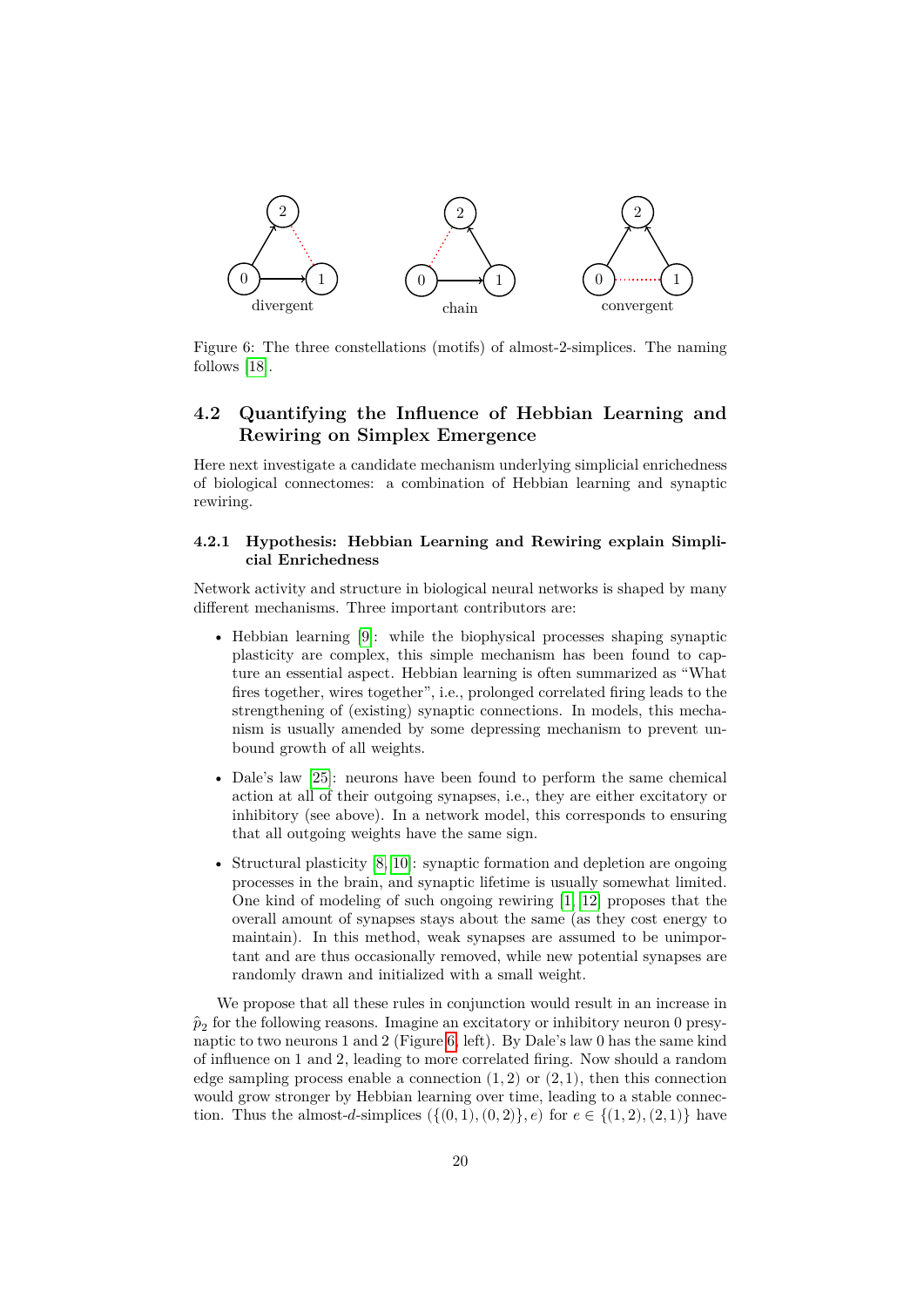divergent chain convergent

Figure 6: The three constellations (motifs) of almost-2-simplices. The naming follows [18].

## 4.2 Quantifying the Influence of Hebbian Learning and Rewiring on Simplex Emergence

Here next investigate a candidate mechanism underlying simplicial enrichedness of biological connectomes: a combination of Hebbian learning and synaptic rewiring.

### 4.2.1 Hypothesis: Hebbian Learning and Rewiring explain Simplicial Enrichedness

Network activity and structure in biological neural networks is shaped by many different mechanisms. Three important contributors are:

- Hebbian learning [9]: while the biophysical processes shaping synaptic plasticity are complex, this simple mechanism has been found to capture an essential aspect. Hebbian learning is often summarized as "What fires together, wires together", i.e., prolonged correlated firing leads to the strengthening of (existing) synaptic connections. In models, this mechanism is usually amended by some depressing mechanism to prevent unbound growth of all weights.
- Dale's law [25]: neurons have been found to perform the same chemical action at all of their outgoing synapses, i.e., they are either excitatory or inhibitory (see above). In a network model, this corresponds to ensuring that all outgoing weights have the same sign.
- Structural plasticity [8, 10]: synaptic formation and depletion are ongoing processes in the brain, and synaptic lifetime is usually somewhat limited. One kind of modeling of such ongoing rewiring [1, 12] proposes that the overall amount of synapses stays about the same (as they cost energy to maintain). In this method, weak synapses are assumed to be unimportant and are thus occasionally removed, while new potential synapses are randomly drawn and initialized with a small weight.

We propose that all these rules in conjunction would result in an increase in $\hat{p}_2$ for the following reasons. Imagine an excitatory or inhibitory neuron 0 presynaptic to two neurons 1 and 2 (Figure 6, left). By Dale's law 0 has the same kind of influence on 1 and 2, leading to more correlated firing. Now should a random edge sampling process enable a connection $(1, 2)$ or $(2, 1)$, then this connection would grow stronger by Hebbian learning over time, leading to a stable connection. Thus the almost-$d$-simplices $(\{(0, 1), (0, 2)\}, e)$ for $e \in \{(1, 2), (2, 1)\}$ have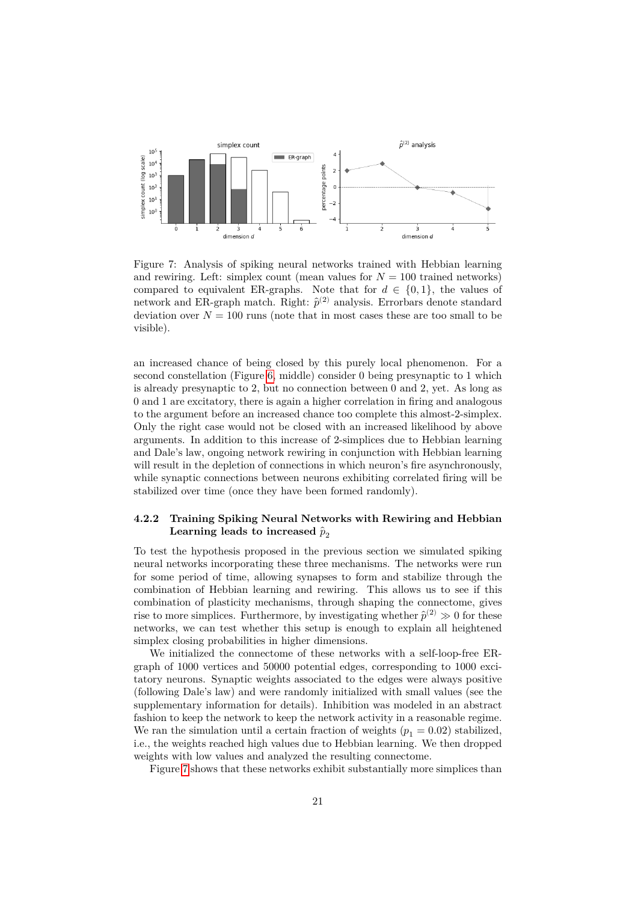Figure 7: Analysis of spiking neural networks trained with Hebbian learning and rewiring. Left: simplex count (mean values for $N = 100$ trained networks) compared to equivalent ER-graphs. Note that for $d \in \{0, 1\}$, the values of network and ER-graph match. Right: $\hat{p}^{(2)}$ analysis. Errorbars denote standard deviation over $N = 100$ runs (note that in most cases these are too small to be visible).

an increased chance of being closed by this purely local phenomenon. For a second constellation (Figure 6, middle) consider 0 being presynaptic to 1 which is already presynaptic to 2, but no connection between 0 and 2, yet. As long as 0 and 1 are excitatory, there is again a higher correlation in firing and analogous to the argument before an increased chance too complete this almost-2-simplex. Only the right case would not be closed with an increased likelihood by above arguments. In addition to this increase of 2-simplices due to Hebbian learning and Dale's law, ongoing network rewiring in conjunction with Hebbian learning will result in the depletion of connections in which neuron's fire asynchronously, while synaptic connections between neurons exhibiting correlated firing will be stabilized over time (once they have been formed randomly).

### 4.2.2 Training Spiking Neural Networks with Rewiring and Hebbian Learning leads to increased $\hat{p}_2$

To test the hypothesis proposed in the previous section we simulated spiking neural networks incorporating these three mechanisms. The networks were run for some period of time, allowing synapses to form and stabilize through the combination of Hebbian learning and rewiring. This allows us to see if this combination of plasticity mechanisms, through shaping the connectome, gives rise to more simplices. Furthermore, by investigating whether $\hat{p}^{(2)} \gg 0$ for these networks, we can test whether this setup is enough to explain all heightened simplex closing probabilities in higher dimensions.

We initialized the connectome of these networks with a self-loop-free ER-graph of 1000 vertices and 50000 potential edges, corresponding to 1000 excitatory neurons. Synaptic weights associated to the edges were always positive (following Dale's law) and were randomly initialized with small values (see the supplementary information for details). Inhibition was modeled in an abstract fashion to keep the network to keep the network activity in a reasonable regime. We ran the simulation until a certain fraction of weights ($p_1 = 0.02$) stabilized, i.e., the weights reached high values due to Hebbian learning. We then dropped weights with low values and analyzed the resulting connectome.

Figure 7 shows that these networks exhibit substantially more simplices than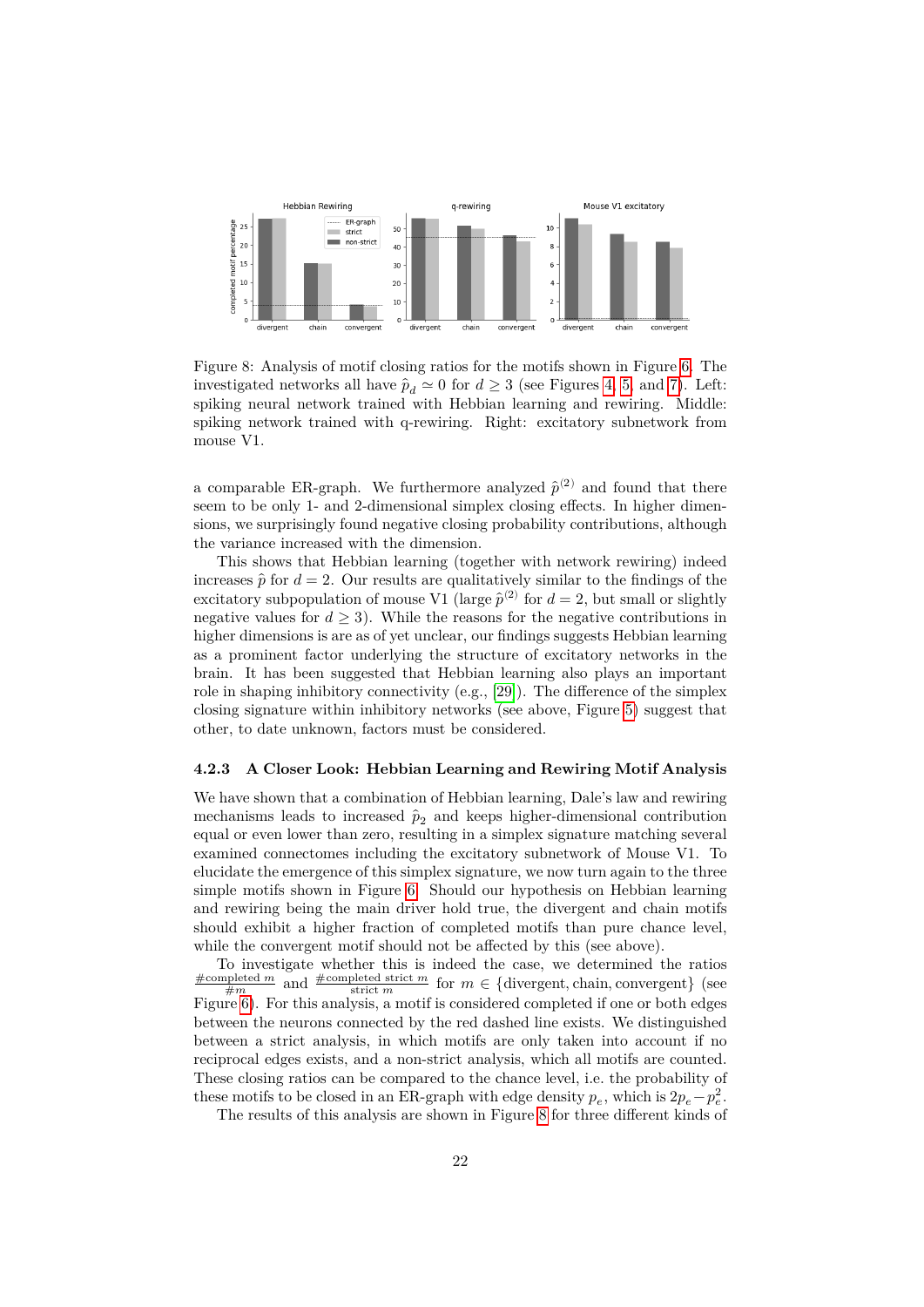Figure 8: Analysis of motif closing ratios for the motifs shown in Figure 6. The investigated networks all have $\hat{p}_d \simeq 0$ for $d \geq 3$ (see Figures 4, 5, and 7). Left: spiking neural network trained with Hebbian learning and rewiring. Middle: spiking network trained with q-rewiring. Right: excitatory subnetwork from mouse V1.

a comparable ER-graph. We furthermore analyzed $\hat{p}^{(2)}$ and found that there seem to be only 1- and 2-dimensional simplex closing effects. In higher dimensions, we surprisingly found negative closing probability contributions, although the variance increased with the dimension.

This shows that Hebbian learning (together with network rewiring) indeed increases $\hat{p}$ for $d = 2$. Our results are qualitatively similar to the findings of the excitatory subpopulation of mouse V1 (large $\hat{p}^{(2)}$ for $d = 2$, but small or slightly negative values for $d \geq 3$). While the reasons for the negative contributions in higher dimensions is are as of yet unclear, our findings suggests Hebbian learning as a prominent factor underlying the structure of excitatory networks in the brain. It has been suggested that Hebbian learning also plays an important role in shaping inhibitory connectivity (e.g., [29]). The difference of the simplex closing signature within inhibitory networks (see above, Figure 5) suggest that other, to date unknown, factors must be considered.

### 4.2.3 A Closer Look: Hebbian Learning and Rewiring Motif Analysis

We have shown that a combination of Hebbian learning, Dale's law and rewiring mechanisms leads to increased $\hat{p}_2$ and keeps higher-dimensional contribution equal or even lower than zero, resulting in a simplex signature matching several examined connectomes including the excitatory subnetwork of Mouse V1. To elucidate the emergence of this simplex signature, we now turn again to the three simple motifs shown in Figure 6. Should our hypothesis on Hebbian learning and rewiring being the main driver hold true, the divergent and chain motifs should exhibit a higher fraction of completed motifs than pure chance level, while the convergent motif should not be affected by this (see above).

To investigate whether this is indeed the case, we determined the ratios $\frac{\#\text{completed } m}{\#m}$ and $\frac{\#\text{completed strict } m}{\text{strict } m}$ for $m \in \{\text{divergent, chain, convergent}\}$ (see Figure 6). For this analysis, a motif is considered completed if one or both edges between the neurons connected by the red dashed line exists. We distinguished between a strict analysis, in which motifs are only taken into account if no reciprocal edges exists, and a non-strict analysis, which all motifs are counted. These closing ratios can be compared to the chance level, i.e. the probability of these motifs to be closed in an ER-graph with edge density $p_e$, which is $2p_e - p_e^2$.

The results of this analysis are shown in Figure 8 for three different kinds of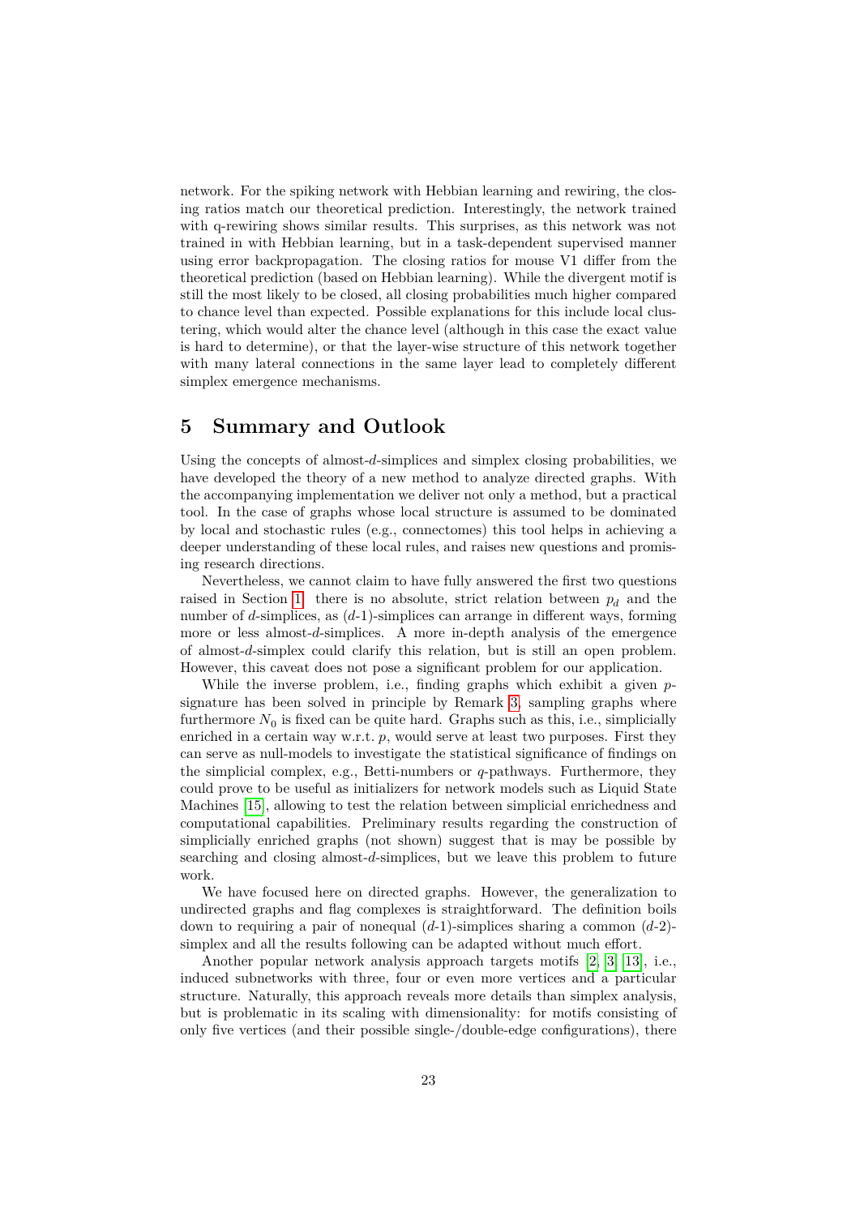network. For the spiking network with Hebbian learning and rewiring, the closing ratios match our theoretical prediction. Interestingly, the network trained with q-rewiring shows similar results. This surprises, as this network was not trained in with Hebbian learning, but in a task-dependent supervised manner using error backpropagation. The closing ratios for mouse V1 differ from the theoretical prediction (based on Hebbian learning). While the divergent motif is still the most likely to be closed, all closing probabilities much higher compared to chance level than expected. Possible explanations for this include local clustering, which would alter the chance level (although in this case the exact value is hard to determine), or that the layer-wise structure of this network together with many lateral connections in the same layer lead to completely different simplex emergence mechanisms.

## 5 Summary and Outlook

Using the concepts of almost-$d$-simplices and simplex closing probabilities, we have developed the theory of a new method to analyze directed graphs. With the accompanying implementation we deliver not only a method, but a practical tool. In the case of graphs whose local structure is assumed to be dominated by local and stochastic rules (e.g., connectomes) this tool helps in achieving a deeper understanding of these local rules, and raises new questions and promising research directions.

Nevertheless, we cannot claim to have fully answered the first two questions raised in Section 1: there is no absolute, strict relation between $p_d$ and the number of $d$-simplices, as ($d$-1)-simplices can arrange in different ways, forming more or less almost-$d$-simplices. A more in-depth analysis of the emergence of almost-$d$-simplex could clarify this relation, but is still an open problem. However, this caveat does not pose a significant problem for our application.

While the inverse problem, i.e., finding graphs which exhibit a given $p$-signature has been solved in principle by Remark 3, sampling graphs where furthermore $N_0$ is fixed can be quite hard. Graphs such as this, i.e., simplicially enriched in a certain way w.r.t. $p$, would serve at least two purposes. First they can serve as null-models to investigate the statistical significance of findings on the simplicial complex, e.g., Betti-numbers or $q$-pathways. Furthermore, they could prove to be useful as initializers for network models such as Liquid State Machines [15], allowing to test the relation between simplicial enrichedness and computational capabilities. Preliminary results regarding the construction of simplicially enriched graphs (not shown) suggest that is may be possible by searching and closing almost-$d$-simplices, but we leave this problem to future work.

We have focused here on directed graphs. However, the generalization to undirected graphs and flag complexes is straightforward. The definition boils down to requiring a pair of nonequal ($d$-1)-simplices sharing a common ($d$-2)-simplex and all the results following can be adapted without much effort.

Another popular network analysis approach targets motifs [2, 3, 13], i.e., induced subnetworks with three, four or even more vertices and a particular structure. Naturally, this approach reveals more details than simplex analysis, but is problematic in its scaling with dimensionality: for motifs consisting of only five vertices (and their possible single-/double-edge configurations), there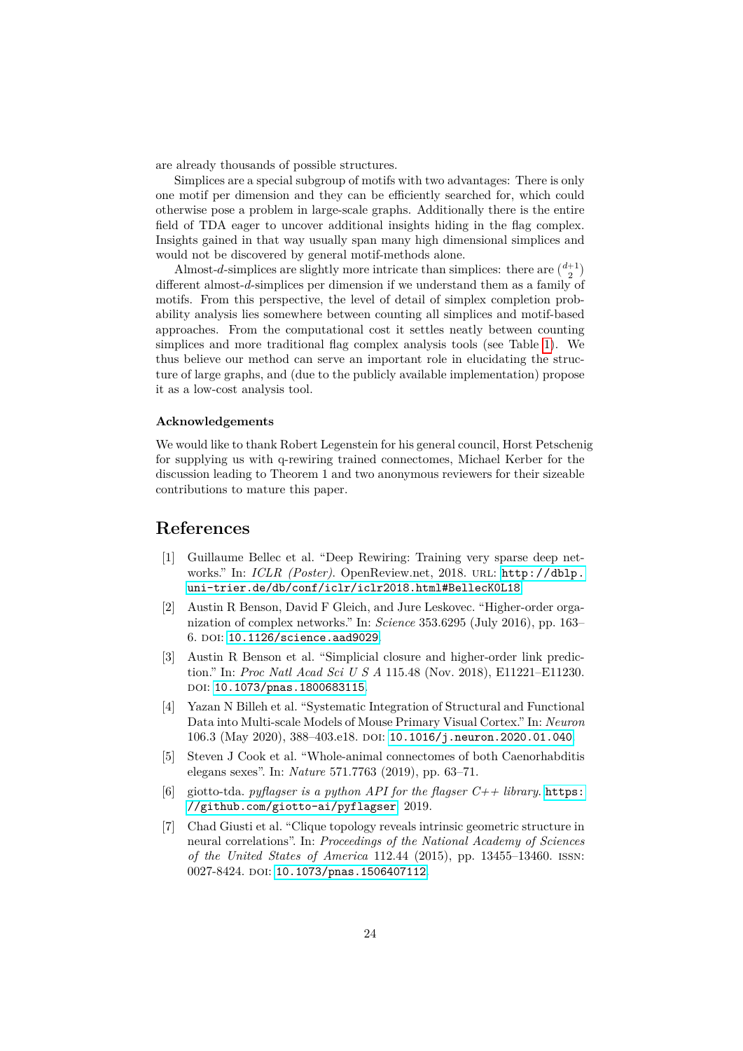are already thousands of possible structures.

Simplices are a special subgroup of motifs with two advantages: There is only one motif per dimension and they can be efficiently searched for, which could otherwise pose a problem in large-scale graphs. Additionally there is the entire field of TDA eager to uncover additional insights hiding in the flag complex. Insights gained in that way usually span many high dimensional simplices and would not be discovered by general motif-methods alone.

Almost-$d$-simplices are slightly more intricate than simplices: there are $\binom{d+1}{2}$ different almost-$d$-simplices per dimension if we understand them as a family of motifs. From this perspective, the level of detail of simplex completion probability analysis lies somewhere between counting all simplices and motif-based approaches. From the computational cost it settles neatly between counting simplices and more traditional flag complex analysis tools (see Table 1). We thus believe our method can serve an important role in elucidating the structure of large graphs, and (due to the publicly available implementation) propose it as a low-cost analysis tool.

### Acknowledgements

We would like to thank Robert Legenstein for his general council, Horst Petschenig for supplying us with q-rewiring trained connectomes, Michael Kerber for the discussion leading to Theorem 1 and two anonymous reviewers for their sizeable contributions to mature this paper.

## References

[1] Guillaume Bellec et al. "Deep Rewiring: Training very sparse deep networks." In: *ICLR (Poster)*. OpenReview.net, 2018. URL: http://dblp.uni-trier.de/db/conf/iclr/iclr2018.html#BellecKOL18.

[2] Austin R Benson, David F Gleich, and Jure Leskovec. "Higher-order organization of complex networks." In: *Science* 353.6295 (July 2016), pp. 163–6. DOI: 10.1126/science.aad9029.

[3] Austin R Benson et al. "Simplicial closure and higher-order link prediction." In: *Proc Natl Acad Sci U S A* 115.48 (Nov. 2018), E11221–E11230. DOI: 10.1073/pnas.1800683115.

[4] Yazan N Billeh et al. "Systematic Integration of Structural and Functional Data into Multi-scale Models of Mouse Primary Visual Cortex." In: *Neuron* 106.3 (May 2020), 388–403.e18. DOI: 10.1016/j.neuron.2020.01.040.

[5] Steven J Cook et al. "Whole-animal connectomes of both Caenorhabditis elegans sexes". In: *Nature* 571.7763 (2019), pp. 63–71.

[6] giotto-tda. *pyflagser is a python API for the flagser C++ library*. https://github.com/giotto-ai/pyflagser. 2019.

[7] Chad Giusti et al. "Clique topology reveals intrinsic geometric structure in neural correlations". In: *Proceedings of the National Academy of Sciences of the United States of America* 112.44 (2015), pp. 13455–13460. ISSN: 0027-8424. DOI: 10.1073/pnas.1506407112.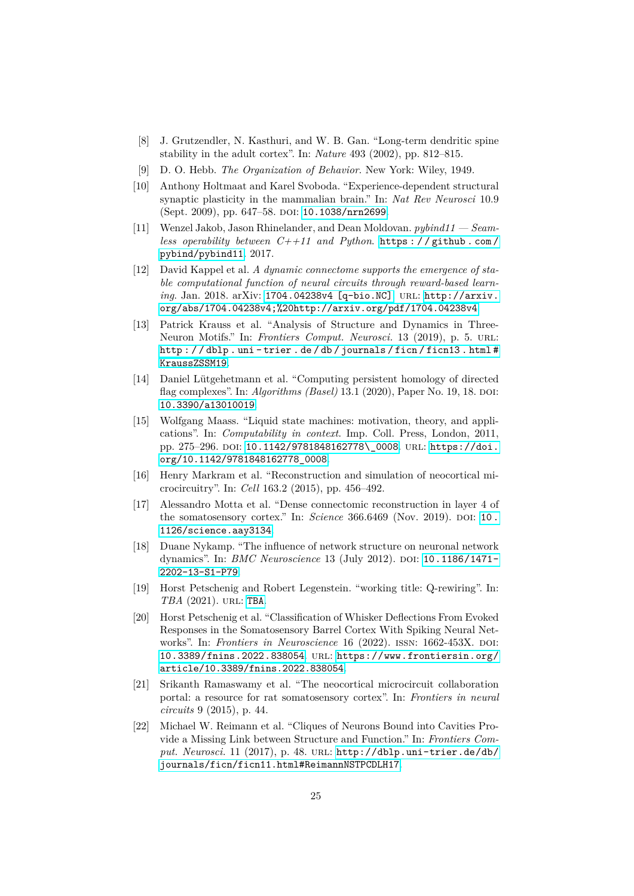[8] J. Grutzendler, N. Kasthuri, and W. B. Gan. "Long-term dendritic spine stability in the adult cortex". In: *Nature* 493 (2002), pp. 812–815.

[9] D. O. Hebb. *The Organization of Behavior*. New York: Wiley, 1949.

[10] Anthony Holtmaat and Karel Svoboda. "Experience-dependent structural synaptic plasticity in the mammalian brain." In: *Nat Rev Neurosci* 10.9 (Sept. 2009), pp. 647–58. DOI: 10.1038/nrn2699.

[11] Wenzel Jakob, Jason Rhinelander, and Dean Moldovan. *pybind11 — Seamless operability between C++11 and Python*. https://github.com/pybind/pybind11. 2017.

[12] David Kappel et al. *A dynamic connectome supports the emergence of stable computational function of neural circuits through reward-based learning*. Jan. 2018. arXiv: 1704.04238v4 [q-bio.NC]. URL: http://arxiv.org/abs/1704.04238v4;%20http://arxiv.org/pdf/1704.04238v4.

[13] Patrick Krauss et al. "Analysis of Structure and Dynamics in Three-Neuron Motifs." In: *Frontiers Comput. Neurosci.* 13 (2019), p. 5. URL: http://dblp.uni-trier.de/db/journals/ficn/ficn13.html#KraussZSSM19.

[14] Daniel Lütgehetmann et al. "Computing persistent homology of directed flag complexes". In: *Algorithms (Basel)* 13.1 (2020), Paper No. 19, 18. DOI: 10.3390/a13010019.

[15] Wolfgang Maass. "Liquid state machines: motivation, theory, and applications". In: *Computability in context*. Imp. Coll. Press, London, 2011, pp. 275–296. DOI: 10.1142/9781848162778\_0008. URL: https://doi.org/10.1142/9781848162778_0008.

[16] Henry Markram et al. "Reconstruction and simulation of neocortical microcircuitry". In: *Cell* 163.2 (2015), pp. 456–492.

[17] Alessandro Motta et al. "Dense connectomic reconstruction in layer 4 of the somatosensory cortex." In: *Science* 366.6469 (Nov. 2019). DOI: 10.1126/science.aay3134.

[18] Duane Nykamp. "The influence of network structure on neuronal network dynamics". In: *BMC Neuroscience* 13 (July 2012). DOI: 10.1186/1471-2202-13-S1-P79.

[19] Horst Petschenig and Robert Legenstein. "working title: Q-rewiring". In: *TBA* (2021). URL: TBA.

[20] Horst Petschenig et al. "Classification of Whisker Deflections From Evoked Responses in the Somatosensory Barrel Cortex With Spiking Neural Networks". In: *Frontiers in Neuroscience* 16 (2022). ISSN: 1662-453X. DOI: 10.3389/fnins.2022.838054. URL: https://www.frontiersin.org/article/10.3389/fnins.2022.838054.

[21] Srikanth Ramaswamy et al. "The neocortical microcircuit collaboration portal: a resource for rat somatosensory cortex". In: *Frontiers in neural circuits* 9 (2015), p. 44.

[22] Michael W. Reimann et al. "Cliques of Neurons Bound into Cavities Provide a Missing Link between Structure and Function." In: *Frontiers Comput. Neurosci.* 11 (2017), p. 48. URL: http://dblp.uni-trier.de/db/journals/ficn/ficn11.html#ReimannNSTPCDLH17.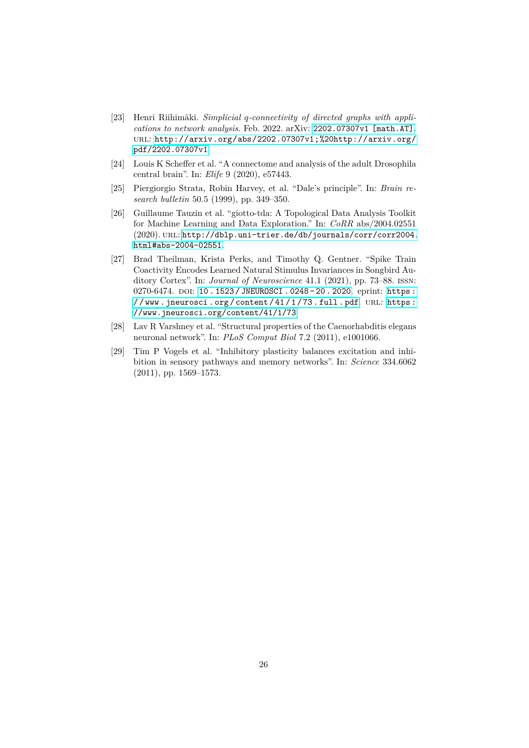[23] Henri Riihimäki. *Simplicial q-connectivity of directed graphs with applications to network analysis*. Feb. 2022. arXiv: 2202.07307v1 [math.AT]. URL: http://arxiv.org/abs/2202.07307v1;%20http://arxiv.org/pdf/2202.07307v1.

[24] Louis K Scheffer et al. "A connectome and analysis of the adult Drosophila central brain". In: *Elife* 9 (2020), e57443.

[25] Piergiorgio Strata, Robin Harvey, et al. "Dale's principle". In: *Brain research bulletin* 50.5 (1999), pp. 349–350.

[26] Guillaume Tauzin et al. "giotto-tda: A Topological Data Analysis Toolkit for Machine Learning and Data Exploration." In: *CoRR* abs/2004.02551 (2020). URL: http://dblp.uni-trier.de/db/journals/corr/corr2004.html#abs-2004-02551.

[27] Brad Theilman, Krista Perks, and Timothy Q. Gentner. "Spike Train Coactivity Encodes Learned Natural Stimulus Invariances in Songbird Auditory Cortex". In: *Journal of Neuroscience* 41.1 (2021), pp. 73–88. ISSN: 0270-6474. DOI: 10.1523/JNEUROSCI.0248-20.2020. eprint: https://www.jneurosci.org/content/41/1/73.full.pdf. URL: https://www.jneurosci.org/content/41/1/73.

[28] Lav R Varshney et al. "Structural properties of the Caenorhabditis elegans neuronal network". In: *PLoS Comput Biol* 7.2 (2011), e1001066.

[29] Tim P Vogels et al. "Inhibitory plasticity balances excitation and inhibition in sensory pathways and memory networks". In: *Science* 334.6062 (2011), pp. 1569–1573.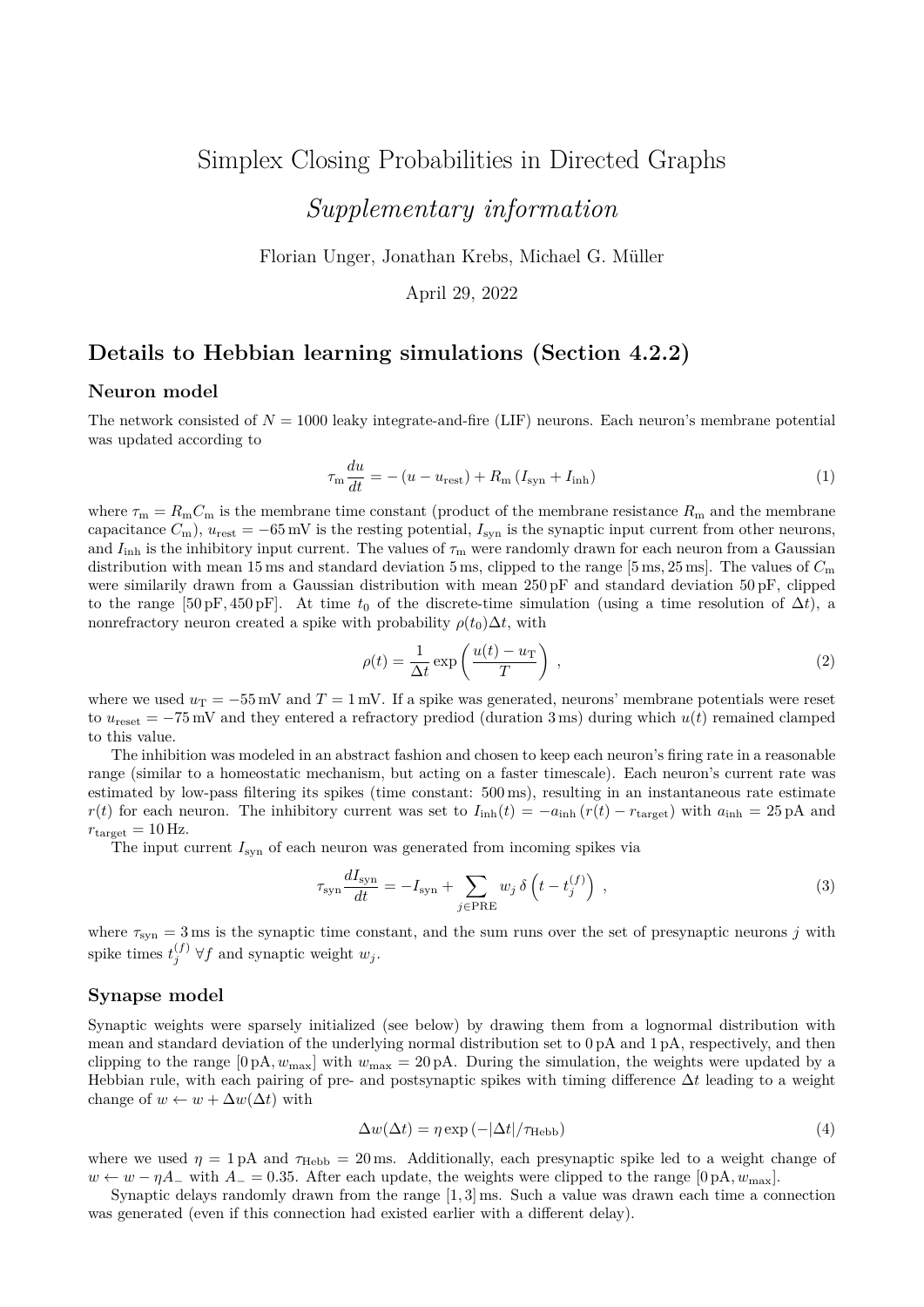# Simplex Closing Probabilities in Directed Graphs

## *Supplementary information*

Florian Unger, Jonathan Krebs, Michael G. Müller

April 29, 2022

## Details to Hebbian learning simulations (Section 4.2.2)

### Neuron model

The network consisted of $N = 1000$ leaky integrate-and-fire (LIF) neurons. Each neuron's membrane potential was updated according to

$$\tau_\mathrm{m} \frac{du}{dt} = -\left(u - u_\mathrm{rest}\right) + R_\mathrm{m}\left(I_\mathrm{syn} + I_\mathrm{inh}\right) \tag{1}$$

where $\tau_\mathrm{m} = R_\mathrm{m} C_\mathrm{m}$ is the membrane time constant (product of the membrane resistance $R_\mathrm{m}$ and the membrane capacitance $C_\mathrm{m}$), $u_\mathrm{rest} = -65\,\mathrm{mV}$ is the resting potential, $I_\mathrm{syn}$ is the synaptic input current from other neurons, and $I_\mathrm{inh}$ is the inhibitory input current. The values of $\tau_\mathrm{m}$ were randomly drawn for each neuron from a Gaussian distribution with mean 15 ms and standard deviation 5 ms, clipped to the range [5 ms, 25 ms]. The values of $C_\mathrm{m}$ were similarily drawn from a Gaussian distribution with mean 250 pF and standard deviation 50 pF, clipped to the range [50 pF, 450 pF]. At time $t_0$ of the discrete-time simulation (using a time resolution of $\Delta t$), a nonrefractory neuron created a spike with probability $\rho(t_0)\Delta t$, with

$$\rho(t) = \frac{1}{\Delta t} \exp\left(\frac{u(t) - u_\mathrm{T}}{T}\right) , \tag{2}$$

where we used $u_\mathrm{T} = -55\,\mathrm{mV}$ and $T = 1\,\mathrm{mV}$. If a spike was generated, neurons' membrane potentials were reset to $u_\mathrm{reset} = -75\,\mathrm{mV}$ and they entered a refractory prediod (duration 3 ms) during which $u(t)$ remained clamped to this value.

The inhibition was modeled in an abstract fashion and chosen to keep each neuron's firing rate in a reasonable range (similar to a homeostatic mechanism, but acting on a faster timescale). Each neuron's current rate was estimated by low-pass filtering its spikes (time constant: 500 ms), resulting in an instantaneous rate estimate $r(t)$ for each neuron. The inhibitory current was set to $I_\mathrm{inh}(t) = -a_\mathrm{inh}\left(r(t) - r_\mathrm{target}\right)$ with $a_\mathrm{inh} = 25\,\mathrm{pA}$ and $r_\mathrm{target} = 10\,\mathrm{Hz}$.

The input current $I_\mathrm{syn}$ of each neuron was generated from incoming spikes via

$$\tau_\mathrm{syn} \frac{dI_\mathrm{syn}}{dt} = -I_\mathrm{syn} + \sum_{j \in \mathrm{PRE}} w_j\, \delta\left(t - t_j^{(f)}\right) , \tag{3}$$

where $\tau_\mathrm{syn} = 3\,\mathrm{ms}$ is the synaptic time constant, and the sum runs over the set of presynaptic neurons $j$ with spike times $t_j^{(f)}\ \forall f$ and synaptic weight $w_j$.

### Synapse model

Synaptic weights were sparsely initialized (see below) by drawing them from a lognormal distribution with mean and standard deviation of the underlying normal distribution set to 0 pA and 1 pA, respectively, and then clipping to the range $[0\,\mathrm{pA}, w_\mathrm{max}]$ with $w_\mathrm{max} = 20\,\mathrm{pA}$. During the simulation, the weights were updated by a Hebbian rule, with each pairing of pre- and postsynaptic spikes with timing difference $\Delta t$ leading to a weight change of $w \leftarrow w + \Delta w(\Delta t)$ with

$$\Delta w(\Delta t) = \eta \exp\left(-|\Delta t| / \tau_\mathrm{Hebb}\right) \tag{4}$$

where we used $\eta = 1\,\mathrm{pA}$ and $\tau_\mathrm{Hebb} = 20\,\mathrm{ms}$. Additionally, each presynaptic spike led to a weight change of $w \leftarrow w - \eta A_-$ with $A_- = 0.35$. After each update, the weights were clipped to the range $[0\,\mathrm{pA}, w_\mathrm{max}]$.

Synaptic delays randomly drawn from the range [1, 3] ms. Such a value was drawn each time a connection was generated (even if this connection had existed earlier with a different delay).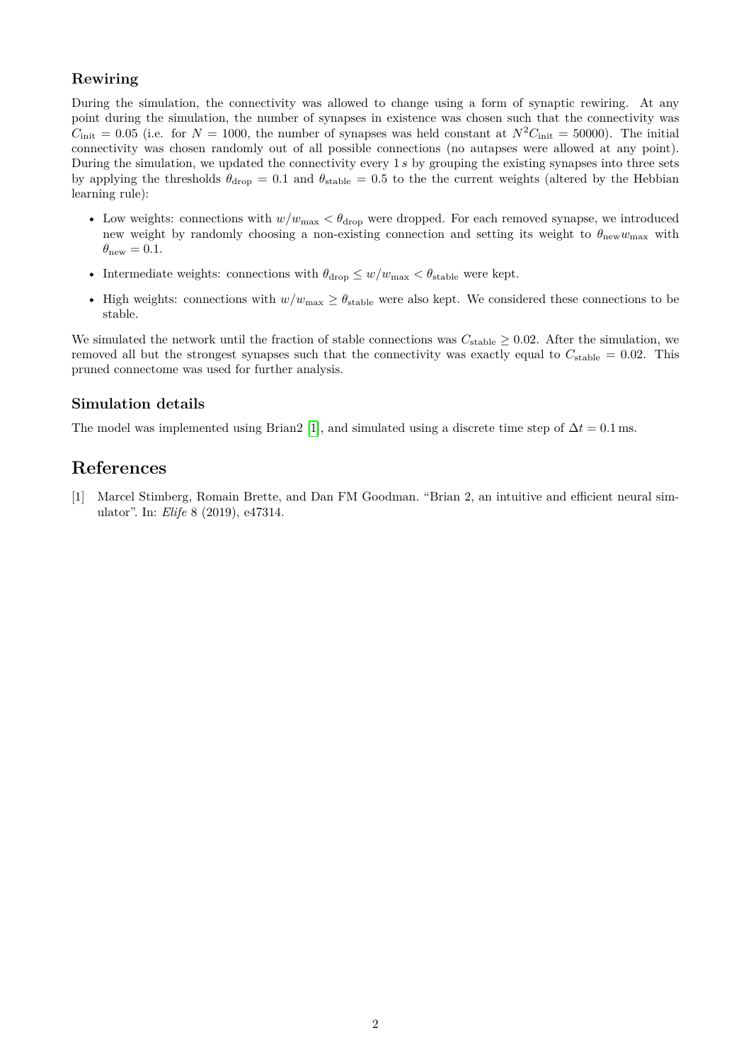### Rewiring

During the simulation, the connectivity was allowed to change using a form of synaptic rewiring. At any point during the simulation, the number of synapses in existence was chosen such that the connectivity was $C_{\text{init}} = 0.05$ (i.e. for $N = 1000$, the number of synapses was held constant at $N^2 C_{\text{init}} = 50000$). The initial connectivity was chosen randomly out of all possible connections (no autapses were allowed at any point). During the simulation, we updated the connectivity every $1\,s$ by grouping the existing synapses into three sets by applying the thresholds $\theta_{\text{drop}} = 0.1$ and $\theta_{\text{stable}} = 0.5$ to the the current weights (altered by the Hebbian learning rule):

- Low weights: connections with $w/w_{\text{max}} < \theta_{\text{drop}}$ were dropped. For each removed synapse, we introduced new weight by randomly choosing a non-existing connection and setting its weight to $\theta_{\text{new}} w_{\text{max}}$ with $\theta_{\text{new}} = 0.1$.
- Intermediate weights: connections with $\theta_{\text{drop}} \leq w/w_{\text{max}} < \theta_{\text{stable}}$ were kept.
- High weights: connections with $w/w_{\text{max}} \geq \theta_{\text{stable}}$ were also kept. We considered these connections to be stable.

We simulated the network until the fraction of stable connections was $C_{\text{stable}} \geq 0.02$. After the simulation, we removed all but the strongest synapses such that the connectivity was exactly equal to $C_{\text{stable}} = 0.02$. This pruned connectome was used for further analysis.

### Simulation details

The model was implemented using Brian2 [1], and simulated using a discrete time step of $\Delta t = 0.1\,\text{ms}$.

## References

[1] Marcel Stimberg, Romain Brette, and Dan FM Goodman. "Brian 2, an intuitive and efficient neural simulator". In: *Elife* 8 (2019), e47314.